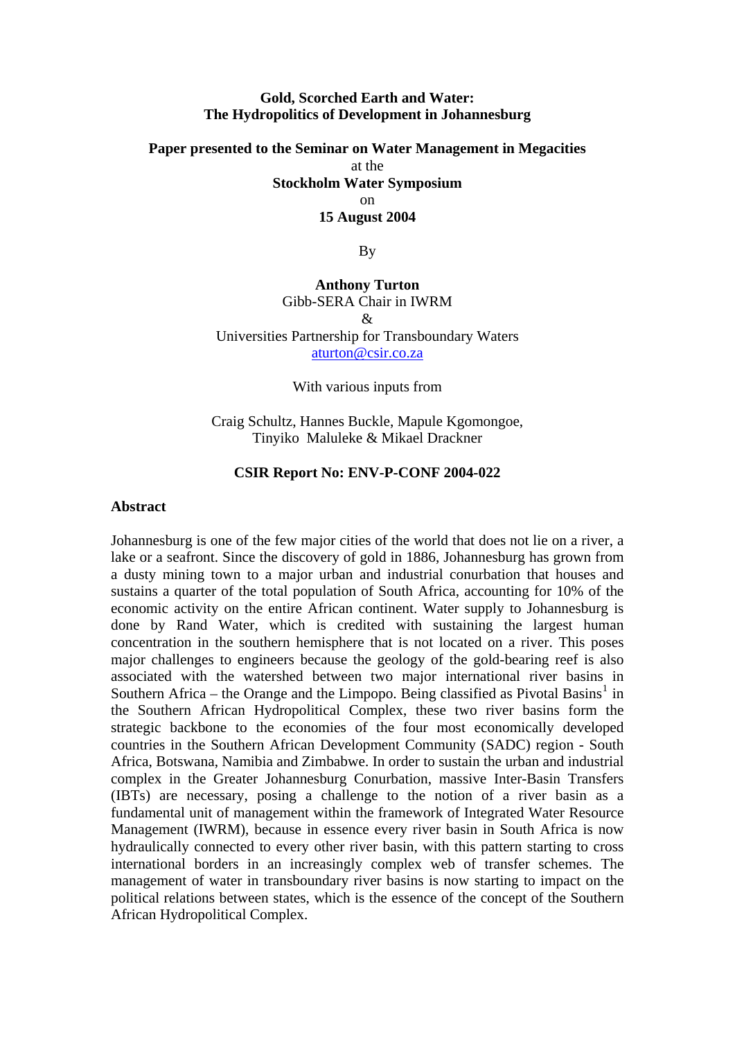# Gold, Scorched Earth and Water: The Hydropolitics of Development in Johannesburg

**Paper presented to the Seminar on Water Management in Megacities**

at the

**Stockholm Water Symposium**

on

**15 August 2004**

By

**Anthony Turton**

Gibb-SERA Chair in IWRM

&

Universities Partnership for Transboundary Waters

aturton@csir.co.za

With various inputs from

Craig Schultz, Hannes Buckle, Mapule Kgomongoe, Tinyiko Maluleke & Mikael Drackner

**CSIR Report No: ENV-P-CONF 2004-022**

## Abstract

Johannesburg is one of the few major cities of the world that does not lie on a river, a lake or a seafront. Since the discovery of gold in 1886, Johannesburg has grown from a dusty mining town to a major urban and industrial conurbation that houses and sustains a quarter of the total population of South Africa, accounting for 10% of the economic activity on the entire African continent. Water supply to Johannesburg is done by Rand Water, which is credited with sustaining the largest human concentration in the southern hemisphere that is not located on a river. This poses major challenges to engineers because the geology of the gold-bearing reef is also associated with the watershed between two major international river basins in Southern Africa – the Orange and the Limpopo. Being classified as Pivotal Basins[1] in the Southern African Hydropolitical Complex, these two river basins form the strategic backbone to the economies of the four most economically developed countries in the Southern African Development Community (SADC) region - South Africa, Botswana, Namibia and Zimbabwe. In order to sustain the urban and industrial complex in the Greater Johannesburg Conurbation, massive Inter-Basin Transfers (IBTs) are necessary, posing a challenge to the notion of a river basin as a fundamental unit of management within the framework of Integrated Water Resource Management (IWRM), because in essence every river basin in South Africa is now hydraulically connected to every other river basin, with this pattern starting to cross international borders in an increasingly complex web of transfer schemes. The management of water in transboundary river basins is now starting to impact on the political relations between states, which is the essence of the concept of the Southern African Hydropolitical Complex.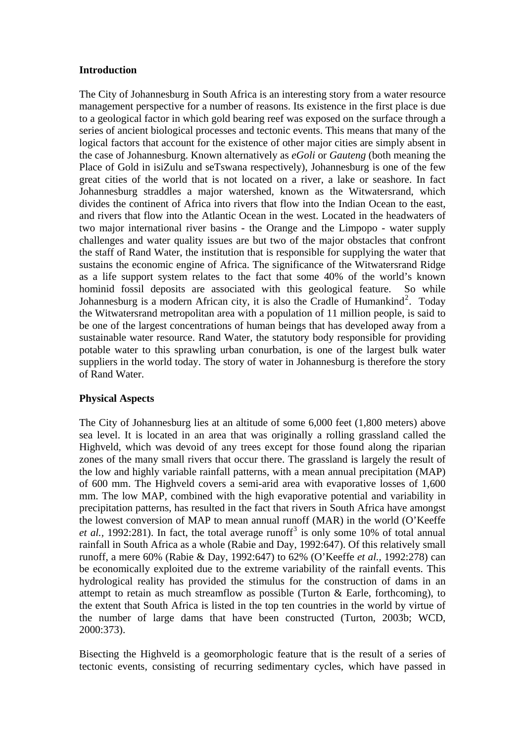**Introduction**

The City of Johannesburg in South Africa is an interesting story from a water resource management perspective for a number of reasons. Its existence in the first place is due to a geological factor in which gold bearing reef was exposed on the surface through a series of ancient biological processes and tectonic events. This means that many of the logical factors that account for the existence of other major cities are simply absent in the case of Johannesburg. Known alternatively as *eGoli* or *Gauteng* (both meaning the Place of Gold in isiZulu and seTswana respectively), Johannesburg is one of the few great cities of the world that is not located on a river, a lake or seashore. In fact Johannesburg straddles a major watershed, known as the Witwatersrand, which divides the continent of Africa into rivers that flow into the Indian Ocean to the east, and rivers that flow into the Atlantic Ocean in the west. Located in the headwaters of two major international river basins - the Orange and the Limpopo - water supply challenges and water quality issues are but two of the major obstacles that confront the staff of Rand Water, the institution that is responsible for supplying the water that sustains the economic engine of Africa. The significance of the Witwatersrand Ridge as a life support system relates to the fact that some 40% of the world's known hominid fossil deposits are associated with this geological feature. So while Johannesburg is a modern African city, it is also the Cradle of Humankind[2]. Today the Witwatersrand metropolitan area with a population of 11 million people, is said to be one of the largest concentrations of human beings that has developed away from a sustainable water resource. Rand Water, the statutory body responsible for providing potable water to this sprawling urban conurbation, is one of the largest bulk water suppliers in the world today. The story of water in Johannesburg is therefore the story of Rand Water.

**Physical Aspects**

The City of Johannesburg lies at an altitude of some 6,000 feet (1,800 meters) above sea level. It is located in an area that was originally a rolling grassland called the Highveld, which was devoid of any trees except for those found along the riparian zones of the many small rivers that occur there. The grassland is largely the result of the low and highly variable rainfall patterns, with a mean annual precipitation (MAP) of 600 mm. The Highveld covers a semi-arid area with evaporative losses of 1,600 mm. The low MAP, combined with the high evaporative potential and variability in precipitation patterns, has resulted in the fact that rivers in South Africa have amongst the lowest conversion of MAP to mean annual runoff (MAR) in the world (O'Keeffe *et al.*, 1992:281). In fact, the total average runoff[3] is only some 10% of total annual rainfall in South Africa as a whole (Rabie and Day, 1992:647). Of this relatively small runoff, a mere 60% (Rabie & Day, 1992:647) to 62% (O'Keeffe *et al.*, 1992:278) can be economically exploited due to the extreme variability of the rainfall events. This hydrological reality has provided the stimulus for the construction of dams in an attempt to retain as much streamflow as possible (Turton & Earle, forthcoming), to the extent that South Africa is listed in the top ten countries in the world by virtue of the number of large dams that have been constructed (Turton, 2003b; WCD, 2000:373).

Bisecting the Highveld is a geomorphologic feature that is the result of a series of tectonic events, consisting of recurring sedimentary cycles, which have passed in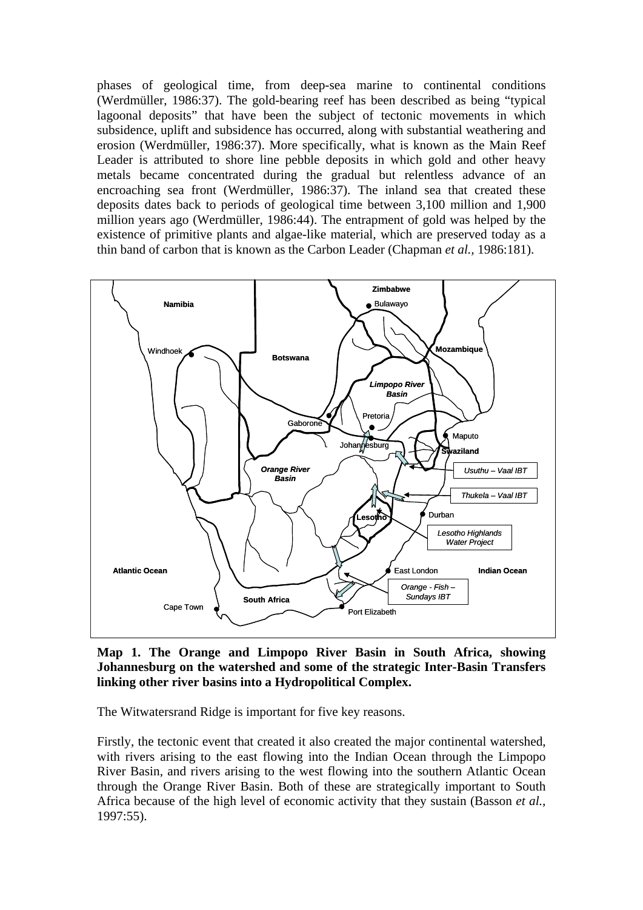phases of geological time, from deep-sea marine to continental conditions (Werdmüller, 1986:37). The gold-bearing reef has been described as being "typical lagoonal deposits" that have been the subject of tectonic movements in which subsidence, uplift and subsidence has occurred, along with substantial weathering and erosion (Werdmüller, 1986:37). More specifically, what is known as the Main Reef Leader is attributed to shore line pebble deposits in which gold and other heavy metals became concentrated during the gradual but relentless advance of an encroaching sea front (Werdmüller, 1986:37). The inland sea that created these deposits dates back to periods of geological time between 3,100 million and 1,900 million years ago (Werdmüller, 1986:44). The entrapment of gold was helped by the existence of primitive plants and algae-like material, which are preserved today as a thin band of carbon that is known as the Carbon Leader (Chapman *et al.,* 1986:181).

**Map 1. The Orange and Limpopo River Basin in South Africa, showing Johannesburg on the watershed and some of the strategic Inter-Basin Transfers linking other river basins into a Hydropolitical Complex.**

The Witwatersrand Ridge is important for five key reasons.

Firstly, the tectonic event that created it also created the major continental watershed, with rivers arising to the east flowing into the Indian Ocean through the Limpopo River Basin, and rivers arising to the west flowing into the southern Atlantic Ocean through the Orange River Basin. Both of these are strategically important to South Africa because of the high level of economic activity that they sustain (Basson *et al.,* 1997:55).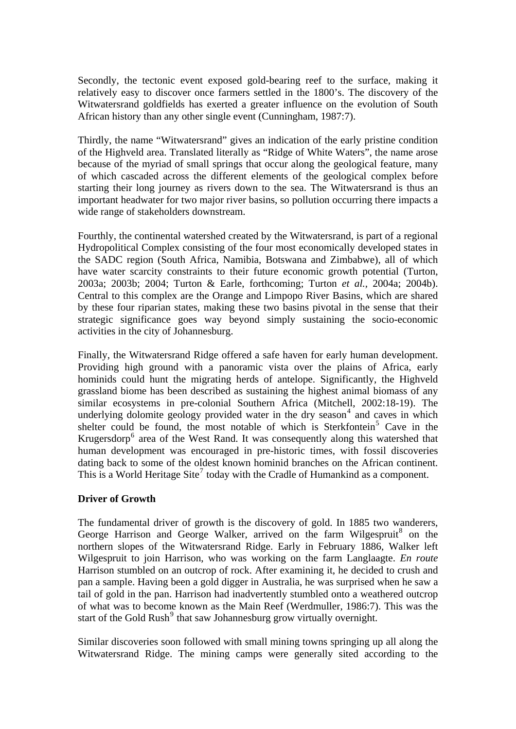Secondly, the tectonic event exposed gold-bearing reef to the surface, making it relatively easy to discover once farmers settled in the 1800's. The discovery of the Witwatersrand goldfields has exerted a greater influence on the evolution of South African history than any other single event (Cunningham, 1987:7).

Thirdly, the name "Witwatersrand" gives an indication of the early pristine condition of the Highveld area. Translated literally as "Ridge of White Waters", the name arose because of the myriad of small springs that occur along the geological feature, many of which cascaded across the different elements of the geological complex before starting their long journey as rivers down to the sea. The Witwatersrand is thus an important headwater for two major river basins, so pollution occurring there impacts a wide range of stakeholders downstream.

Fourthly, the continental watershed created by the Witwatersrand, is part of a regional Hydropolitical Complex consisting of the four most economically developed states in the SADC region (South Africa, Namibia, Botswana and Zimbabwe), all of which have water scarcity constraints to their future economic growth potential (Turton, 2003a; 2003b; 2004; Turton & Earle, forthcoming; Turton *et al.*, 2004a; 2004b). Central to this complex are the Orange and Limpopo River Basins, which are shared by these four riparian states, making these two basins pivotal in the sense that their strategic significance goes way beyond simply sustaining the socio-economic activities in the city of Johannesburg.

Finally, the Witwatersrand Ridge offered a safe haven for early human development. Providing high ground with a panoramic vista over the plains of Africa, early hominids could hunt the migrating herds of antelope. Significantly, the Highveld grassland biome has been described as sustaining the highest animal biomass of any similar ecosystems in pre-colonial Southern Africa (Mitchell, 2002:18-19). The underlying dolomite geology provided water in the dry season[4] and caves in which shelter could be found, the most notable of which is Sterkfontein[5] Cave in the Krugersdorp[6] area of the West Rand. It was consequently along this watershed that human development was encouraged in pre-historic times, with fossil discoveries dating back to some of the oldest known hominid branches on the African continent. This is a World Heritage Site[7] today with the Cradle of Humankind as a component.

**Driver of Growth**

The fundamental driver of growth is the discovery of gold. In 1885 two wanderers, George Harrison and George Walker, arrived on the farm Wilgespruit[8] on the northern slopes of the Witwatersrand Ridge. Early in February 1886, Walker left Wilgespruit to join Harrison, who was working on the farm Langlaagte. *En route* Harrison stumbled on an outcrop of rock. After examining it, he decided to crush and pan a sample. Having been a gold digger in Australia, he was surprised when he saw a tail of gold in the pan. Harrison had inadvertently stumbled onto a weathered outcrop of what was to become known as the Main Reef (Werdmuller, 1986:7). This was the start of the Gold Rush[9] that saw Johannesburg grow virtually overnight.

Similar discoveries soon followed with small mining towns springing up all along the Witwatersrand Ridge. The mining camps were generally sited according to the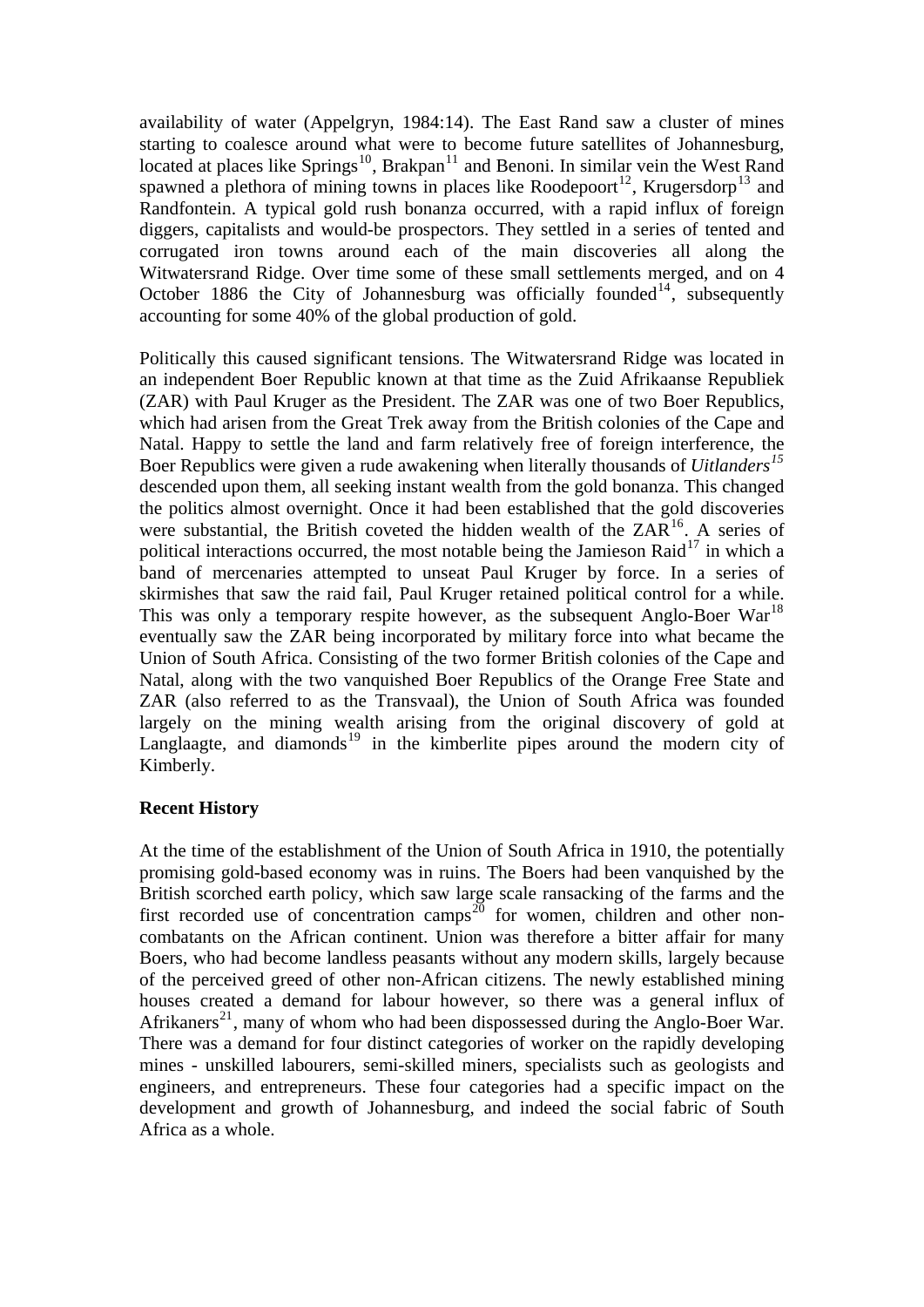availability of water (Appelgryn, 1984:14). The East Rand saw a cluster of mines starting to coalesce around what were to become future satellites of Johannesburg, located at places like Springs[10], Brakpan[11] and Benoni. In similar vein the West Rand spawned a plethora of mining towns in places like Roodepoort[12], Krugersdorp[13] and Randfontein. A typical gold rush bonanza occurred, with a rapid influx of foreign diggers, capitalists and would-be prospectors. They settled in a series of tented and corrugated iron towns around each of the main discoveries all along the Witwatersrand Ridge. Over time some of these small settlements merged, and on 4 October 1886 the City of Johannesburg was officially founded[14], subsequently accounting for some 40% of the global production of gold.

Politically this caused significant tensions. The Witwatersrand Ridge was located in an independent Boer Republic known at that time as the Zuid Afrikaanse Republiek (ZAR) with Paul Kruger as the President. The ZAR was one of two Boer Republics, which had arisen from the Great Trek away from the British colonies of the Cape and Natal. Happy to settle the land and farm relatively free of foreign interference, the Boer Republics were given a rude awakening when literally thousands of *Uitlanders*[15] descended upon them, all seeking instant wealth from the gold bonanza. This changed the politics almost overnight. Once it had been established that the gold discoveries were substantial, the British coveted the hidden wealth of the ZAR[16]. A series of political interactions occurred, the most notable being the Jamieson Raid[17] in which a band of mercenaries attempted to unseat Paul Kruger by force. In a series of skirmishes that saw the raid fail, Paul Kruger retained political control for a while. This was only a temporary respite however, as the subsequent Anglo-Boer War[18] eventually saw the ZAR being incorporated by military force into what became the Union of South Africa. Consisting of the two former British colonies of the Cape and Natal, along with the two vanquished Boer Republics of the Orange Free State and ZAR (also referred to as the Transvaal), the Union of South Africa was founded largely on the mining wealth arising from the original discovery of gold at Langlaagte, and diamonds[19] in the kimberlite pipes around the modern city of Kimberly.

**Recent History**

At the time of the establishment of the Union of South Africa in 1910, the potentially promising gold-based economy was in ruins. The Boers had been vanquished by the British scorched earth policy, which saw large scale ransacking of the farms and the first recorded use of concentration camps[20] for women, children and other non-combatants on the African continent. Union was therefore a bitter affair for many Boers, who had become landless peasants without any modern skills, largely because of the perceived greed of other non-African citizens. The newly established mining houses created a demand for labour however, so there was a general influx of Afrikaners[21], many of whom who had been dispossessed during the Anglo-Boer War. There was a demand for four distinct categories of worker on the rapidly developing mines - unskilled labourers, semi-skilled miners, specialists such as geologists and engineers, and entrepreneurs. These four categories had a specific impact on the development and growth of Johannesburg, and indeed the social fabric of South Africa as a whole.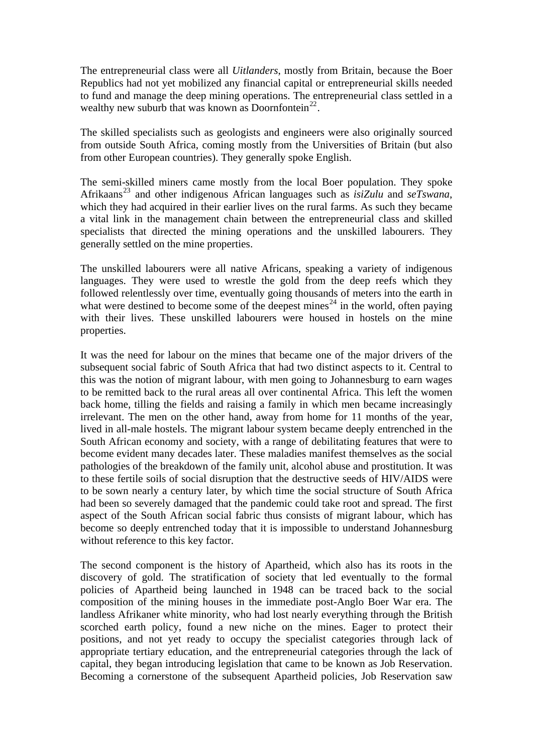The entrepreneurial class were all *Uitlanders*, mostly from Britain, because the Boer Republics had not yet mobilized any financial capital or entrepreneurial skills needed to fund and manage the deep mining operations. The entrepreneurial class settled in a wealthy new suburb that was known as Doornfontein[22].

The skilled specialists such as geologists and engineers were also originally sourced from outside South Africa, coming mostly from the Universities of Britain (but also from other European countries). They generally spoke English.

The semi-skilled miners came mostly from the local Boer population. They spoke Afrikaans[23] and other indigenous African languages such as *isiZulu* and *seTswana*, which they had acquired in their earlier lives on the rural farms. As such they became a vital link in the management chain between the entrepreneurial class and skilled specialists that directed the mining operations and the unskilled labourers. They generally settled on the mine properties.

The unskilled labourers were all native Africans, speaking a variety of indigenous languages. They were used to wrestle the gold from the deep reefs which they followed relentlessly over time, eventually going thousands of meters into the earth in what were destined to become some of the deepest mines[24] in the world, often paying with their lives. These unskilled labourers were housed in hostels on the mine properties.

It was the need for labour on the mines that became one of the major drivers of the subsequent social fabric of South Africa that had two distinct aspects to it. Central to this was the notion of migrant labour, with men going to Johannesburg to earn wages to be remitted back to the rural areas all over continental Africa. This left the women back home, tilling the fields and raising a family in which men became increasingly irrelevant. The men on the other hand, away from home for 11 months of the year, lived in all-male hostels. The migrant labour system became deeply entrenched in the South African economy and society, with a range of debilitating features that were to become evident many decades later. These maladies manifest themselves as the social pathologies of the breakdown of the family unit, alcohol abuse and prostitution. It was to these fertile soils of social disruption that the destructive seeds of HIV/AIDS were to be sown nearly a century later, by which time the social structure of South Africa had been so severely damaged that the pandemic could take root and spread. The first aspect of the South African social fabric thus consists of migrant labour, which has become so deeply entrenched today that it is impossible to understand Johannesburg without reference to this key factor.

The second component is the history of Apartheid, which also has its roots in the discovery of gold. The stratification of society that led eventually to the formal policies of Apartheid being launched in 1948 can be traced back to the social composition of the mining houses in the immediate post-Anglo Boer War era. The landless Afrikaner white minority, who had lost nearly everything through the British scorched earth policy, found a new niche on the mines. Eager to protect their positions, and not yet ready to occupy the specialist categories through lack of appropriate tertiary education, and the entrepreneurial categories through the lack of capital, they began introducing legislation that came to be known as Job Reservation. Becoming a cornerstone of the subsequent Apartheid policies, Job Reservation saw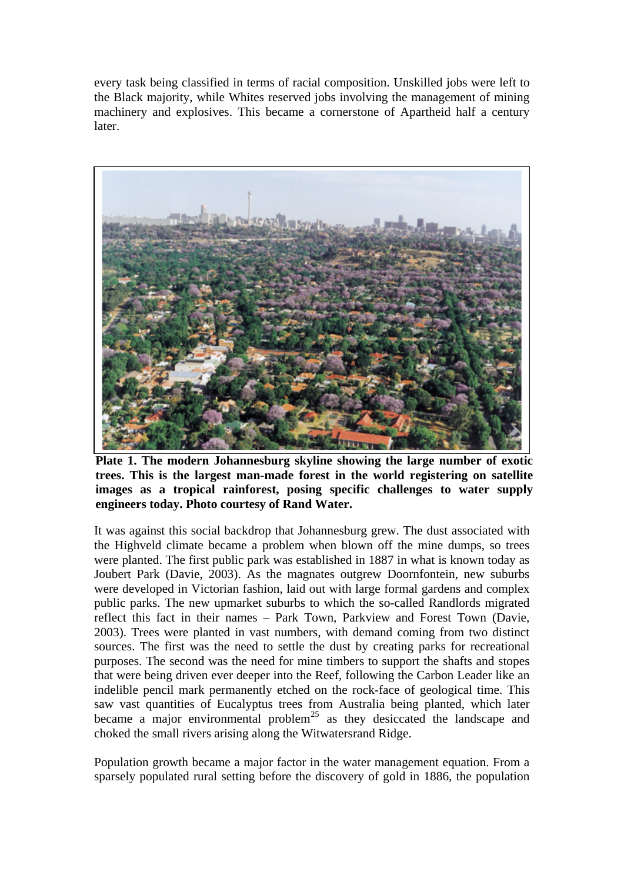every task being classified in terms of racial composition. Unskilled jobs were left to the Black majority, while Whites reserved jobs involving the management of mining machinery and explosives. This became a cornerstone of Apartheid half a century later.

**Plate 1. The modern Johannesburg skyline showing the large number of exotic trees. This is the largest man-made forest in the world registering on satellite images as a tropical rainforest, posing specific challenges to water supply engineers today. Photo courtesy of Rand Water.**

It was against this social backdrop that Johannesburg grew. The dust associated with the Highveld climate became a problem when blown off the mine dumps, so trees were planted. The first public park was established in 1887 in what is known today as Joubert Park (Davie, 2003). As the magnates outgrew Doornfontein, new suburbs were developed in Victorian fashion, laid out with large formal gardens and complex public parks. The new upmarket suburbs to which the so-called Randlords migrated reflect this fact in their names – Park Town, Parkview and Forest Town (Davie, 2003). Trees were planted in vast numbers, with demand coming from two distinct sources. The first was the need to settle the dust by creating parks for recreational purposes. The second was the need for mine timbers to support the shafts and stopes that were being driven ever deeper into the Reef, following the Carbon Leader like an indelible pencil mark permanently etched on the rock-face of geological time. This saw vast quantities of Eucalyptus trees from Australia being planted, which later became a major environmental problem[25] as they desiccated the landscape and choked the small rivers arising along the Witwatersrand Ridge.

Population growth became a major factor in the water management equation. From a sparsely populated rural setting before the discovery of gold in 1886, the population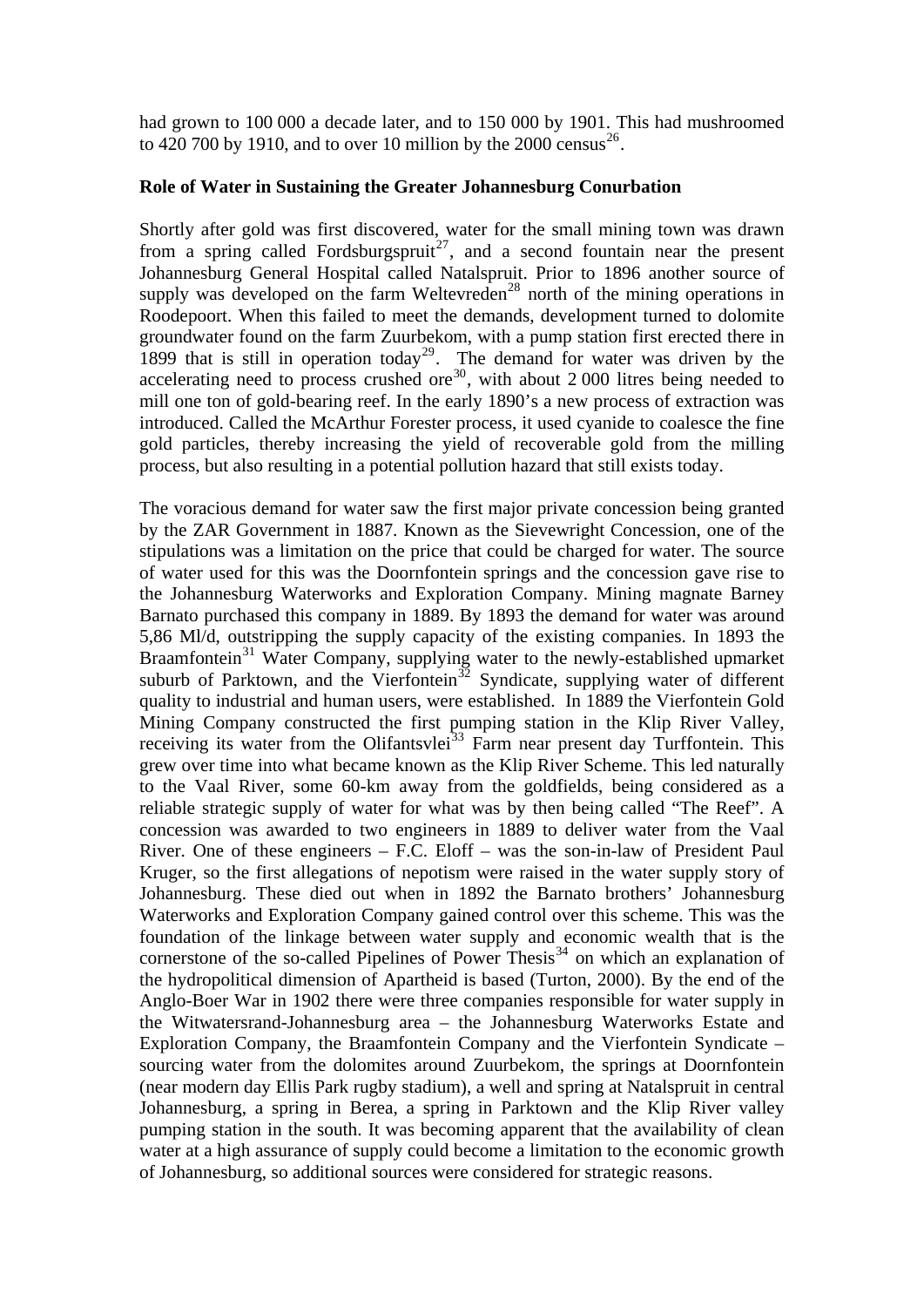had grown to 100 000 a decade later, and to 150 000 by 1901. This had mushroomed to 420 700 by 1910, and to over 10 million by the 2000 census[26].

**Role of Water in Sustaining the Greater Johannesburg Conurbation**

Shortly after gold was first discovered, water for the small mining town was drawn from a spring called Fordsburgspruit[27], and a second fountain near the present Johannesburg General Hospital called Natalspruit. Prior to 1896 another source of supply was developed on the farm Weltevreden[28] north of the mining operations in Roodepoort. When this failed to meet the demands, development turned to dolomite groundwater found on the farm Zuurbekom, with a pump station first erected there in 1899 that is still in operation today[29]. The demand for water was driven by the accelerating need to process crushed ore[30], with about 2 000 litres being needed to mill one ton of gold-bearing reef. In the early 1890's a new process of extraction was introduced. Called the McArthur Forester process, it used cyanide to coalesce the fine gold particles, thereby increasing the yield of recoverable gold from the milling process, but also resulting in a potential pollution hazard that still exists today.

The voracious demand for water saw the first major private concession being granted by the ZAR Government in 1887. Known as the Sievewright Concession, one of the stipulations was a limitation on the price that could be charged for water. The source of water used for this was the Doornfontein springs and the concession gave rise to the Johannesburg Waterworks and Exploration Company. Mining magnate Barney Barnato purchased this company in 1889. By 1893 the demand for water was around 5,86 Ml/d, outstripping the supply capacity of the existing companies. In 1893 the Braamfontein[31] Water Company, supplying water to the newly-established upmarket suburb of Parktown, and the Vierfontein[32] Syndicate, supplying water of different quality to industrial and human users, were established. In 1889 the Vierfontein Gold Mining Company constructed the first pumping station in the Klip River Valley, receiving its water from the Olifantsvlei[33] Farm near present day Turffontein. This grew over time into what became known as the Klip River Scheme. This led naturally to the Vaal River, some 60-km away from the goldfields, being considered as a reliable strategic supply of water for what was by then being called "The Reef". A concession was awarded to two engineers in 1889 to deliver water from the Vaal River. One of these engineers – F.C. Eloff – was the son-in-law of President Paul Kruger, so the first allegations of nepotism were raised in the water supply story of Johannesburg. These died out when in 1892 the Barnato brothers' Johannesburg Waterworks and Exploration Company gained control over this scheme. This was the foundation of the linkage between water supply and economic wealth that is the cornerstone of the so-called Pipelines of Power Thesis[34] on which an explanation of the hydropolitical dimension of Apartheid is based (Turton, 2000). By the end of the Anglo-Boer War in 1902 there were three companies responsible for water supply in the Witwatersrand-Johannesburg area – the Johannesburg Waterworks Estate and Exploration Company, the Braamfontein Company and the Vierfontein Syndicate – sourcing water from the dolomites around Zuurbekom, the springs at Doornfontein (near modern day Ellis Park rugby stadium), a well and spring at Natalspruit in central Johannesburg, a spring in Berea, a spring in Parktown and the Klip River valley pumping station in the south. It was becoming apparent that the availability of clean water at a high assurance of supply could become a limitation to the economic growth of Johannesburg, so additional sources were considered for strategic reasons.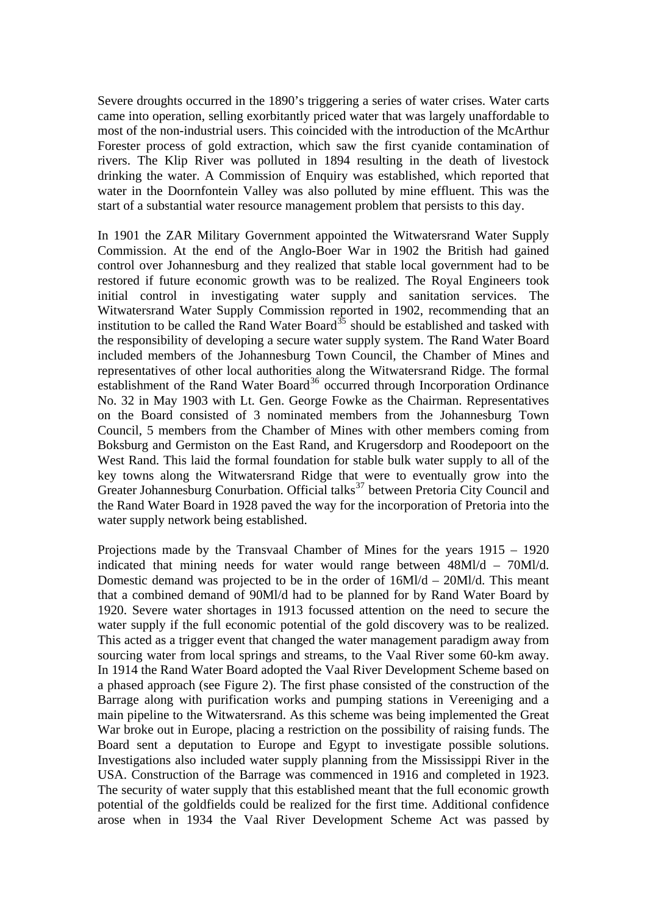Severe droughts occurred in the 1890's triggering a series of water crises. Water carts came into operation, selling exorbitantly priced water that was largely unaffordable to most of the non-industrial users. This coincided with the introduction of the McArthur Forester process of gold extraction, which saw the first cyanide contamination of rivers. The Klip River was polluted in 1894 resulting in the death of livestock drinking the water. A Commission of Enquiry was established, which reported that water in the Doornfontein Valley was also polluted by mine effluent. This was the start of a substantial water resource management problem that persists to this day.

In 1901 the ZAR Military Government appointed the Witwatersrand Water Supply Commission. At the end of the Anglo-Boer War in 1902 the British had gained control over Johannesburg and they realized that stable local government had to be restored if future economic growth was to be realized. The Royal Engineers took initial control in investigating water supply and sanitation services. The Witwatersrand Water Supply Commission reported in 1902, recommending that an institution to be called the Rand Water Board[35] should be established and tasked with the responsibility of developing a secure water supply system. The Rand Water Board included members of the Johannesburg Town Council, the Chamber of Mines and representatives of other local authorities along the Witwatersrand Ridge. The formal establishment of the Rand Water Board[36] occurred through Incorporation Ordinance No. 32 in May 1903 with Lt. Gen. George Fowke as the Chairman. Representatives on the Board consisted of 3 nominated members from the Johannesburg Town Council, 5 members from the Chamber of Mines with other members coming from Boksburg and Germiston on the East Rand, and Krugersdorp and Roodepoort on the West Rand. This laid the formal foundation for stable bulk water supply to all of the key towns along the Witwatersrand Ridge that were to eventually grow into the Greater Johannesburg Conurbation. Official talks[37] between Pretoria City Council and the Rand Water Board in 1928 paved the way for the incorporation of Pretoria into the water supply network being established.

Projections made by the Transvaal Chamber of Mines for the years 1915 – 1920 indicated that mining needs for water would range between 48Ml/d – 70Ml/d. Domestic demand was projected to be in the order of 16Ml/d – 20Ml/d. This meant that a combined demand of 90Ml/d had to be planned for by Rand Water Board by 1920. Severe water shortages in 1913 focussed attention on the need to secure the water supply if the full economic potential of the gold discovery was to be realized. This acted as a trigger event that changed the water management paradigm away from sourcing water from local springs and streams, to the Vaal River some 60-km away. In 1914 the Rand Water Board adopted the Vaal River Development Scheme based on a phased approach (see Figure 2). The first phase consisted of the construction of the Barrage along with purification works and pumping stations in Vereeniging and a main pipeline to the Witwatersrand. As this scheme was being implemented the Great War broke out in Europe, placing a restriction on the possibility of raising funds. The Board sent a deputation to Europe and Egypt to investigate possible solutions. Investigations also included water supply planning from the Mississippi River in the USA. Construction of the Barrage was commenced in 1916 and completed in 1923. The security of water supply that this established meant that the full economic growth potential of the goldfields could be realized for the first time. Additional confidence arose when in 1934 the Vaal River Development Scheme Act was passed by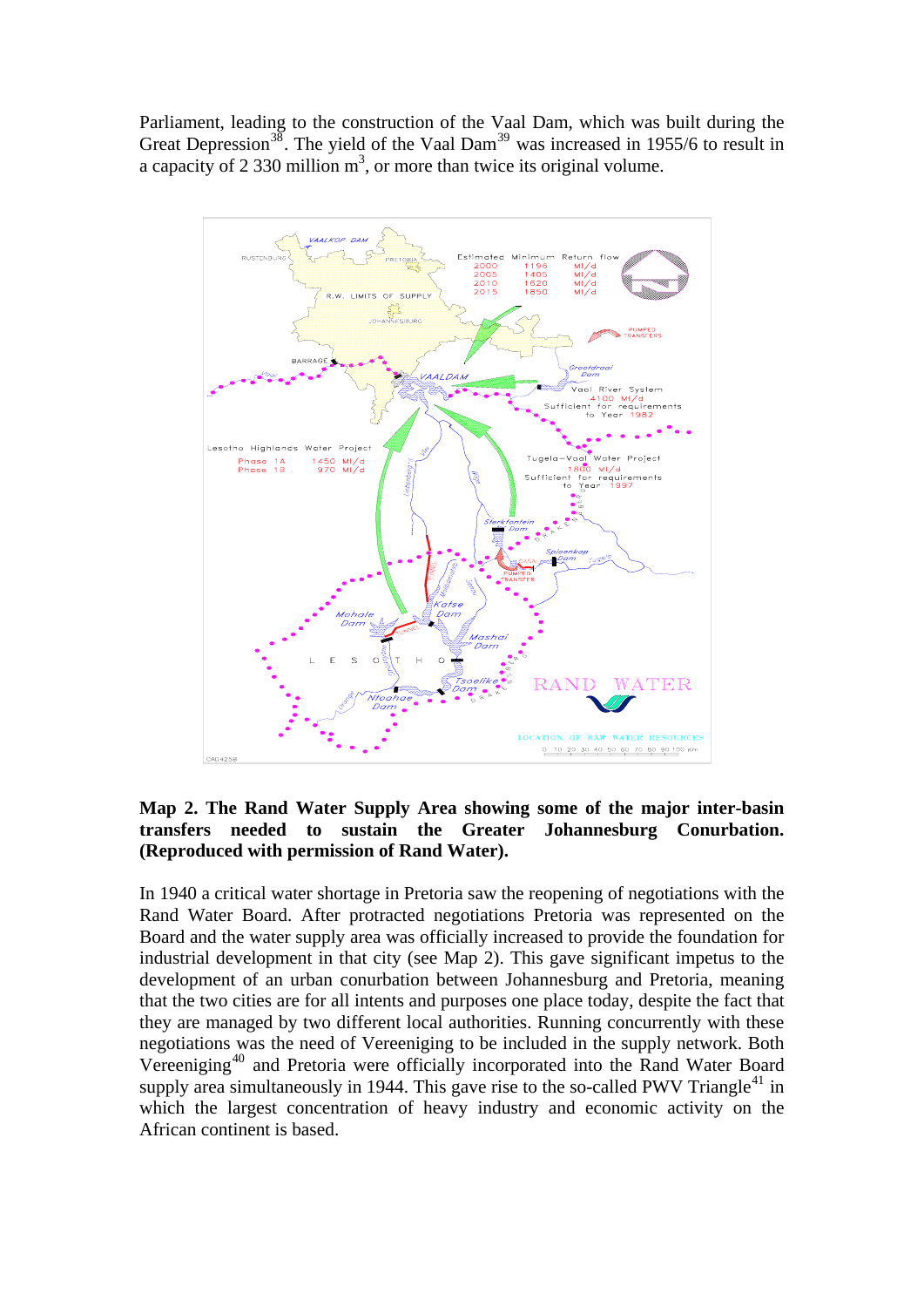Parliament, leading to the construction of the Vaal Dam, which was built during the Great Depression[38]. The yield of the Vaal Dam[39] was increased in 1955/6 to result in a capacity of 2 330 million $m^3$, or more than twice its original volume.

**Map 2. The Rand Water Supply Area showing some of the major inter-basin transfers needed to sustain the Greater Johannesburg Conurbation. (Reproduced with permission of Rand Water).**

In 1940 a critical water shortage in Pretoria saw the reopening of negotiations with the Rand Water Board. After protracted negotiations Pretoria was represented on the Board and the water supply area was officially increased to provide the foundation for industrial development in that city (see Map 2). This gave significant impetus to the development of an urban conurbation between Johannesburg and Pretoria, meaning that the two cities are for all intents and purposes one place today, despite the fact that they are managed by two different local authorities. Running concurrently with these negotiations was the need of Vereeniging to be included in the supply network. Both Vereeniging[40] and Pretoria were officially incorporated into the Rand Water Board supply area simultaneously in 1944. This gave rise to the so-called PWV Triangle[41] in which the largest concentration of heavy industry and economic activity on the African continent is based.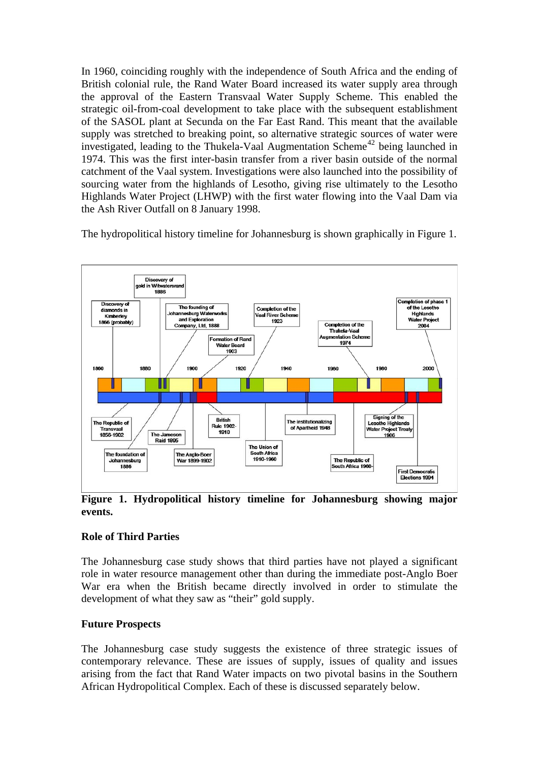In 1960, coinciding roughly with the independence of South Africa and the ending of British colonial rule, the Rand Water Board increased its water supply area through the approval of the Eastern Transvaal Water Supply Scheme. This enabled the strategic oil-from-coal development to take place with the subsequent establishment of the SASOL plant at Secunda on the Far East Rand. This meant that the available supply was stretched to breaking point, so alternative strategic sources of water were investigated, leading to the Thukela-Vaal Augmentation Scheme[42] being launched in 1974. This was the first inter-basin transfer from a river basin outside of the normal catchment of the Vaal system. Investigations were also launched into the possibility of sourcing water from the highlands of Lesotho, giving rise ultimately to the Lesotho Highlands Water Project (LHWP) with the first water flowing into the Vaal Dam via the Ash River Outfall on 8 January 1998.

The hydropolitical history timeline for Johannesburg is shown graphically in Figure 1.

**Figure 1. Hydropolitical history timeline for Johannesburg showing major events.**

### Role of Third Parties

The Johannesburg case study shows that third parties have not played a significant role in water resource management other than during the immediate post-Anglo Boer War era when the British became directly involved in order to stimulate the development of what they saw as "their" gold supply.

### Future Prospects

The Johannesburg case study suggests the existence of three strategic issues of contemporary relevance. These are issues of supply, issues of quality and issues arising from the fact that Rand Water impacts on two pivotal basins in the Southern African Hydropolitical Complex. Each of these is discussed separately below.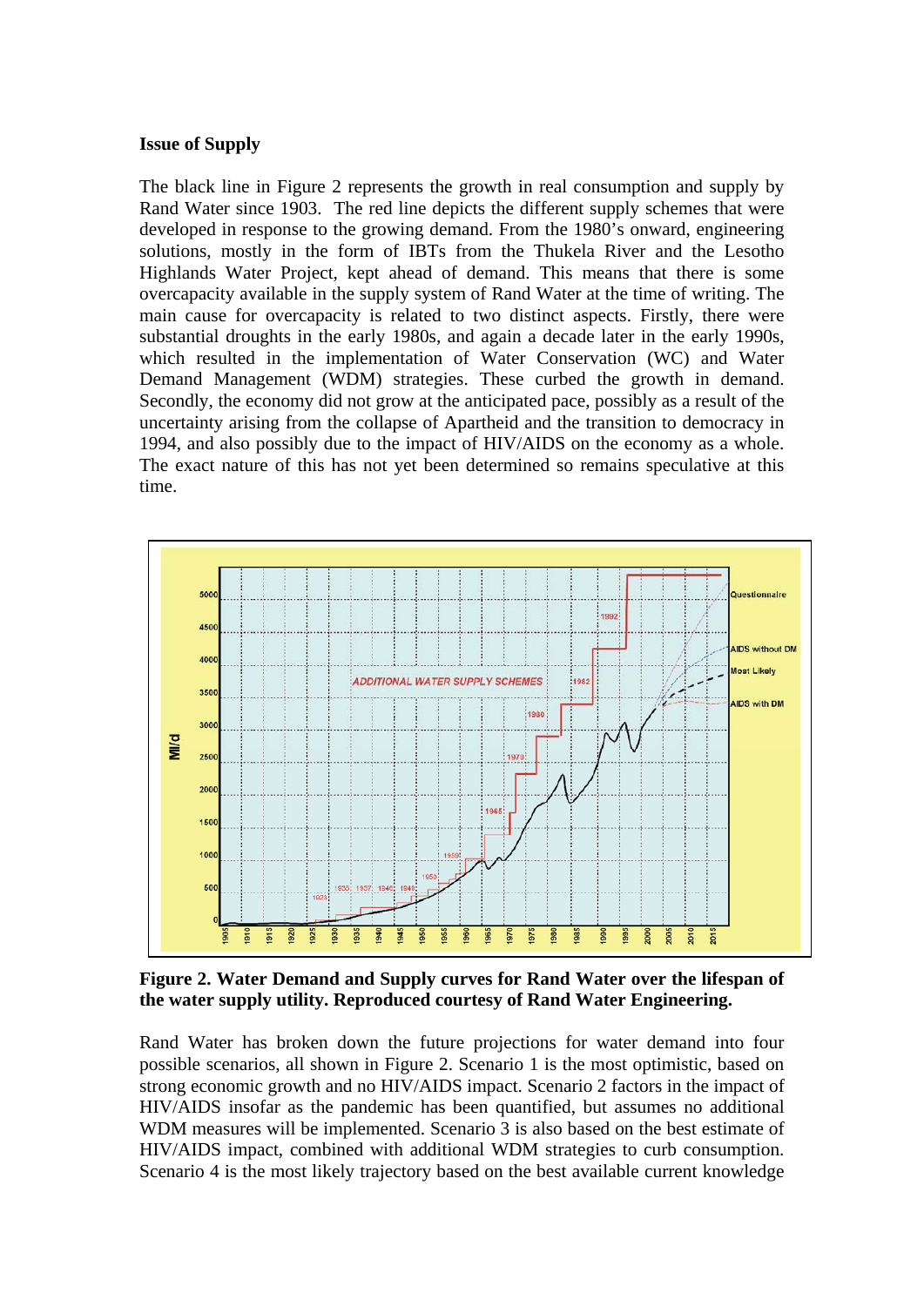**Issue of Supply**

The black line in Figure 2 represents the growth in real consumption and supply by Rand Water since 1903. The red line depicts the different supply schemes that were developed in response to the growing demand. From the 1980's onward, engineering solutions, mostly in the form of IBTs from the Thukela River and the Lesotho Highlands Water Project, kept ahead of demand. This means that there is some overcapacity available in the supply system of Rand Water at the time of writing. The main cause for overcapacity is related to two distinct aspects. Firstly, there were substantial droughts in the early 1980s, and again a decade later in the early 1990s, which resulted in the implementation of Water Conservation (WC) and Water Demand Management (WDM) strategies. These curbed the growth in demand. Secondly, the economy did not grow at the anticipated pace, possibly as a result of the uncertainty arising from the collapse of Apartheid and the transition to democracy in 1994, and also possibly due to the impact of HIV/AIDS on the economy as a whole. The exact nature of this has not yet been determined so remains speculative at this time.

**Figure 2. Water Demand and Supply curves for Rand Water over the lifespan of the water supply utility. Reproduced courtesy of Rand Water Engineering.**

Rand Water has broken down the future projections for water demand into four possible scenarios, all shown in Figure 2. Scenario 1 is the most optimistic, based on strong economic growth and no HIV/AIDS impact. Scenario 2 factors in the impact of HIV/AIDS insofar as the pandemic has been quantified, but assumes no additional WDM measures will be implemented. Scenario 3 is also based on the best estimate of HIV/AIDS impact, combined with additional WDM strategies to curb consumption. Scenario 4 is the most likely trajectory based on the best available current knowledge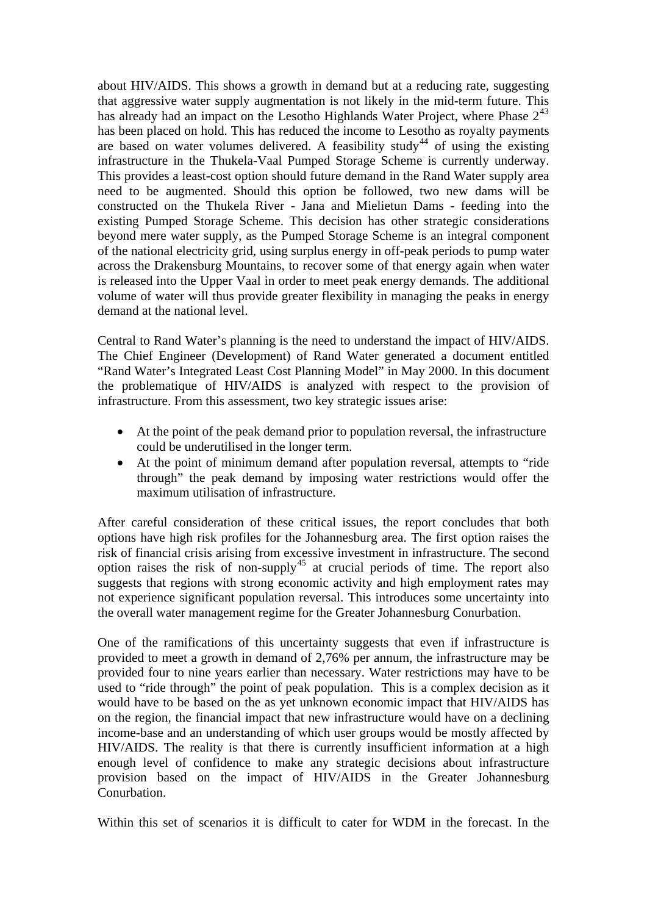about HIV/AIDS. This shows a growth in demand but at a reducing rate, suggesting that aggressive water supply augmentation is not likely in the mid-term future. This has already had an impact on the Lesotho Highlands Water Project, where Phase 2[43] has been placed on hold. This has reduced the income to Lesotho as royalty payments are based on water volumes delivered. A feasibility study[44] of using the existing infrastructure in the Thukela-Vaal Pumped Storage Scheme is currently underway. This provides a least-cost option should future demand in the Rand Water supply area need to be augmented. Should this option be followed, two new dams will be constructed on the Thukela River - Jana and Mielietun Dams - feeding into the existing Pumped Storage Scheme. This decision has other strategic considerations beyond mere water supply, as the Pumped Storage Scheme is an integral component of the national electricity grid, using surplus energy in off-peak periods to pump water across the Drakensburg Mountains, to recover some of that energy again when water is released into the Upper Vaal in order to meet peak energy demands. The additional volume of water will thus provide greater flexibility in managing the peaks in energy demand at the national level.

Central to Rand Water's planning is the need to understand the impact of HIV/AIDS. The Chief Engineer (Development) of Rand Water generated a document entitled "Rand Water's Integrated Least Cost Planning Model" in May 2000. In this document the problematique of HIV/AIDS is analyzed with respect to the provision of infrastructure. From this assessment, two key strategic issues arise:

- At the point of the peak demand prior to population reversal, the infrastructure could be underutilised in the longer term.
- At the point of minimum demand after population reversal, attempts to "ride through" the peak demand by imposing water restrictions would offer the maximum utilisation of infrastructure.

After careful consideration of these critical issues, the report concludes that both options have high risk profiles for the Johannesburg area. The first option raises the risk of financial crisis arising from excessive investment in infrastructure. The second option raises the risk of non-supply[45] at crucial periods of time. The report also suggests that regions with strong economic activity and high employment rates may not experience significant population reversal. This introduces some uncertainty into the overall water management regime for the Greater Johannesburg Conurbation.

One of the ramifications of this uncertainty suggests that even if infrastructure is provided to meet a growth in demand of 2,76% per annum, the infrastructure may be provided four to nine years earlier than necessary. Water restrictions may have to be used to "ride through" the point of peak population. This is a complex decision as it would have to be based on the as yet unknown economic impact that HIV/AIDS has on the region, the financial impact that new infrastructure would have on a declining income-base and an understanding of which user groups would be mostly affected by HIV/AIDS. The reality is that there is currently insufficient information at a high enough level of confidence to make any strategic decisions about infrastructure provision based on the impact of HIV/AIDS in the Greater Johannesburg Conurbation.

Within this set of scenarios it is difficult to cater for WDM in the forecast. In the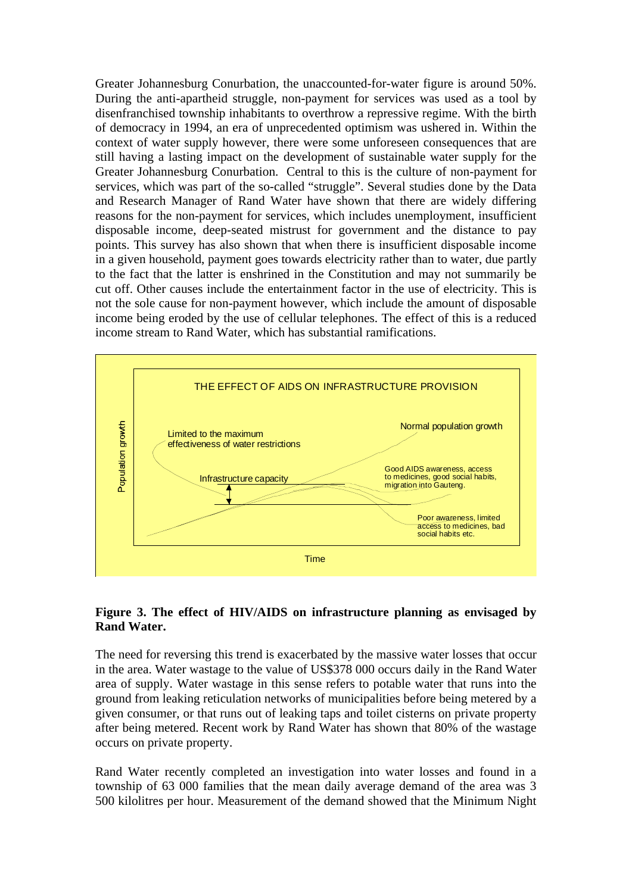Greater Johannesburg Conurbation, the unaccounted-for-water figure is around 50%. During the anti-apartheid struggle, non-payment for services was used as a tool by disenfranchised township inhabitants to overthrow a repressive regime. With the birth of democracy in 1994, an era of unprecedented optimism was ushered in. Within the context of water supply however, there were some unforeseen consequences that are still having a lasting impact on the development of sustainable water supply for the Greater Johannesburg Conurbation. Central to this is the culture of non-payment for services, which was part of the so-called "struggle". Several studies done by the Data and Research Manager of Rand Water have shown that there are widely differing reasons for the non-payment for services, which includes unemployment, insufficient disposable income, deep-seated mistrust for government and the distance to pay points. This survey has also shown that when there is insufficient disposable income in a given household, payment goes towards electricity rather than to water, due partly to the fact that the latter is enshrined in the Constitution and may not summarily be cut off. Other causes include the entertainment factor in the use of electricity. This is not the sole cause for non-payment however, which include the amount of disposable income being eroded by the use of cellular telephones. The effect of this is a reduced income stream to Rand Water, which has substantial ramifications.

THE EFFECT OF AIDS ON INFRASTRUCTURE PROVISION

Population growth

Limited to the maximum effectiveness of water restrictions

Infrastructure capacity

Normal population growth

Good AIDS awareness, access to medicines, good social habits, migration into Gauteng.

Poor awareness, limited access to medicines, bad social habits etc.

Time

**Figure 3. The effect of HIV/AIDS on infrastructure planning as envisaged by Rand Water.**

The need for reversing this trend is exacerbated by the massive water losses that occur in the area. Water wastage to the value of US$378 000 occurs daily in the Rand Water area of supply. Water wastage in this sense refers to potable water that runs into the ground from leaking reticulation networks of municipalities before being metered by a given consumer, or that runs out of leaking taps and toilet cisterns on private property after being metered. Recent work by Rand Water has shown that 80% of the wastage occurs on private property.

Rand Water recently completed an investigation into water losses and found in a township of 63 000 families that the mean daily average demand of the area was 3 500 kilolitres per hour. Measurement of the demand showed that the Minimum Night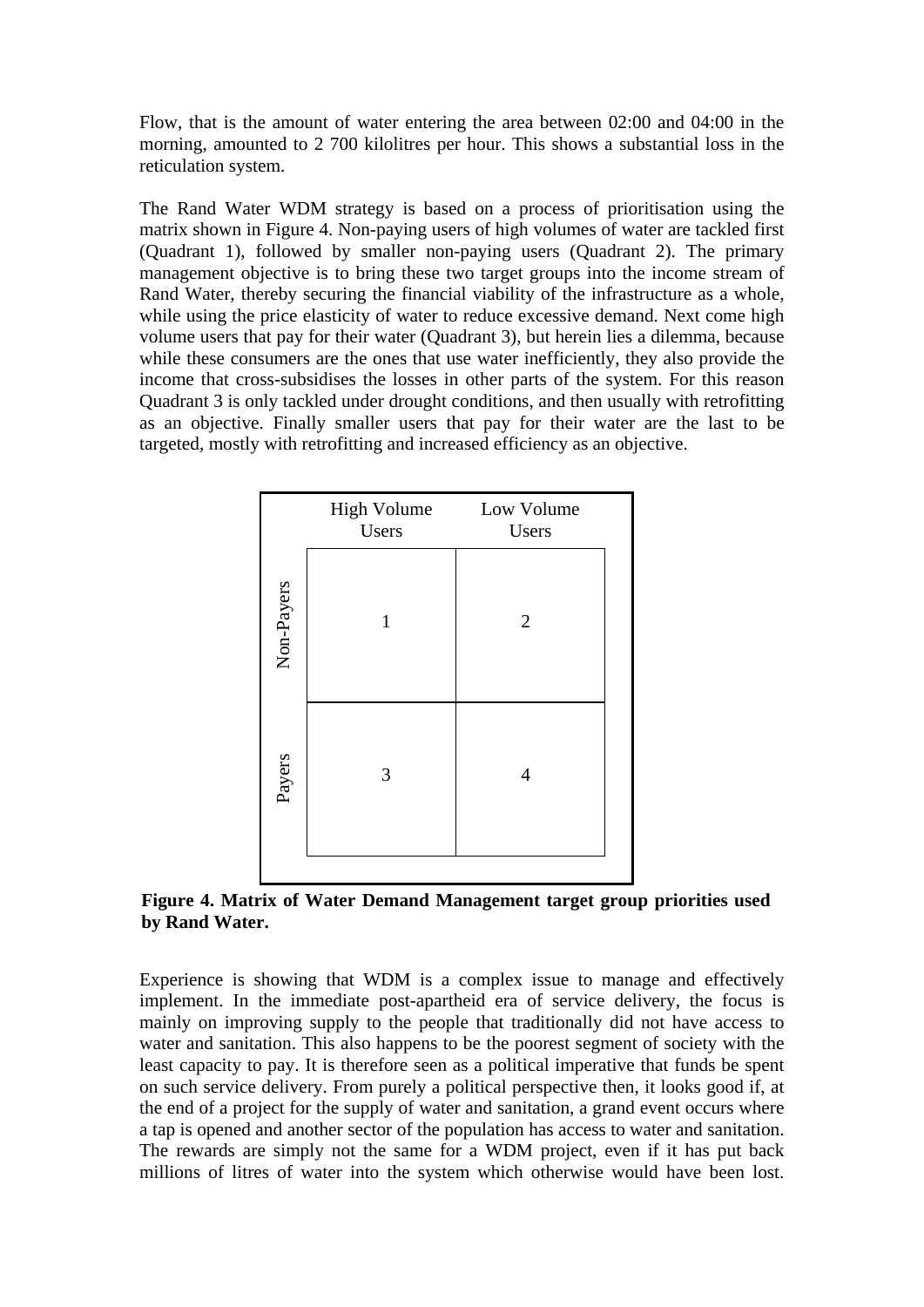Flow, that is the amount of water entering the area between 02:00 and 04:00 in the morning, amounted to 2 700 kilolitres per hour. This shows a substantial loss in the reticulation system.

The Rand Water WDM strategy is based on a process of prioritisation using the matrix shown in Figure 4. Non-paying users of high volumes of water are tackled first (Quadrant 1), followed by smaller non-paying users (Quadrant 2). The primary management objective is to bring these two target groups into the income stream of Rand Water, thereby securing the financial viability of the infrastructure as a whole, while using the price elasticity of water to reduce excessive demand. Next come high volume users that pay for their water (Quadrant 3), but herein lies a dilemma, because while these consumers are the ones that use water inefficiently, they also provide the income that cross-subsidises the losses in other parts of the system. For this reason Quadrant 3 is only tackled under drought conditions, and then usually with retrofitting as an objective. Finally smaller users that pay for their water are the last to be targeted, mostly with retrofitting and increased efficiency as an objective.

| | High Volume Users | Low Volume Users |
|---|---|---|
| Non-Payers | 1 | 2 |
| Payers | 3 | 4 |

**Figure 4. Matrix of Water Demand Management target group priorities used by Rand Water.**

Experience is showing that WDM is a complex issue to manage and effectively implement. In the immediate post-apartheid era of service delivery, the focus is mainly on improving supply to the people that traditionally did not have access to water and sanitation. This also happens to be the poorest segment of society with the least capacity to pay. It is therefore seen as a political imperative that funds be spent on such service delivery. From purely a political perspective then, it looks good if, at the end of a project for the supply of water and sanitation, a grand event occurs where a tap is opened and another sector of the population has access to water and sanitation. The rewards are simply not the same for a WDM project, even if it has put back millions of litres of water into the system which otherwise would have been lost.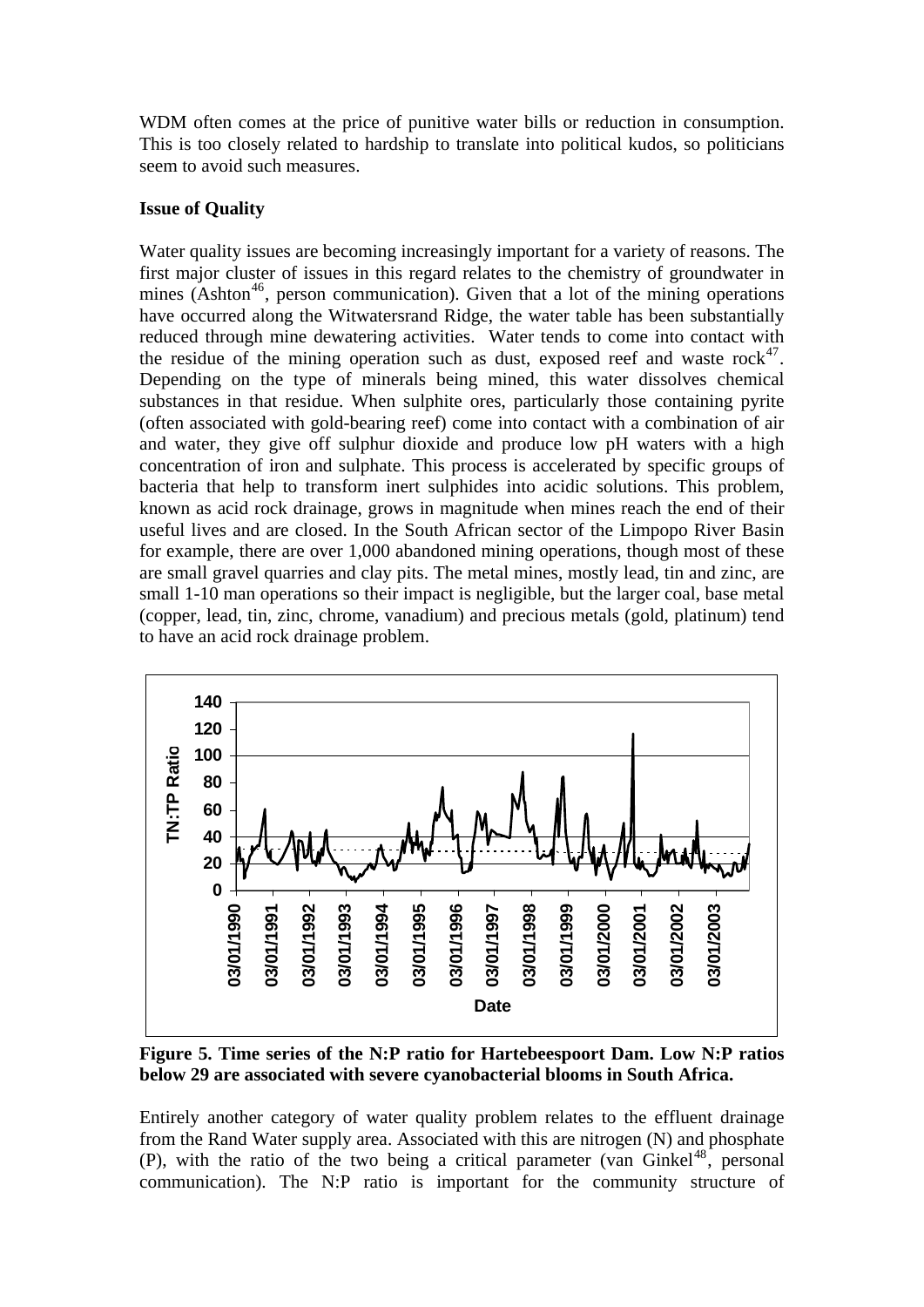WDM often comes at the price of punitive water bills or reduction in consumption. This is too closely related to hardship to translate into political kudos, so politicians seem to avoid such measures.

**Issue of Quality**

Water quality issues are becoming increasingly important for a variety of reasons. The first major cluster of issues in this regard relates to the chemistry of groundwater in mines (Ashton[46], person communication). Given that a lot of the mining operations have occurred along the Witwatersrand Ridge, the water table has been substantially reduced through mine dewatering activities. Water tends to come into contact with the residue of the mining operation such as dust, exposed reef and waste rock[47]. Depending on the type of minerals being mined, this water dissolves chemical substances in that residue. When sulphite ores, particularly those containing pyrite (often associated with gold-bearing reef) come into contact with a combination of air and water, they give off sulphur dioxide and produce low pH waters with a high concentration of iron and sulphate. This process is accelerated by specific groups of bacteria that help to transform inert sulphides into acidic solutions. This problem, known as acid rock drainage, grows in magnitude when mines reach the end of their useful lives and are closed. In the South African sector of the Limpopo River Basin for example, there are over 1,000 abandoned mining operations, though most of these are small gravel quarries and clay pits. The metal mines, mostly lead, tin and zinc, are small 1-10 man operations so their impact is negligible, but the larger coal, base metal (copper, lead, tin, zinc, chrome, vanadium) and precious metals (gold, platinum) tend to have an acid rock drainage problem.

**Figure 5. Time series of the N:P ratio for Hartebeespoort Dam. Low N:P ratios below 29 are associated with severe cyanobacterial blooms in South Africa.**

Entirely another category of water quality problem relates to the effluent drainage from the Rand Water supply area. Associated with this are nitrogen (N) and phosphate (P), with the ratio of the two being a critical parameter (van Ginkel[48], personal communication). The N:P ratio is important for the community structure of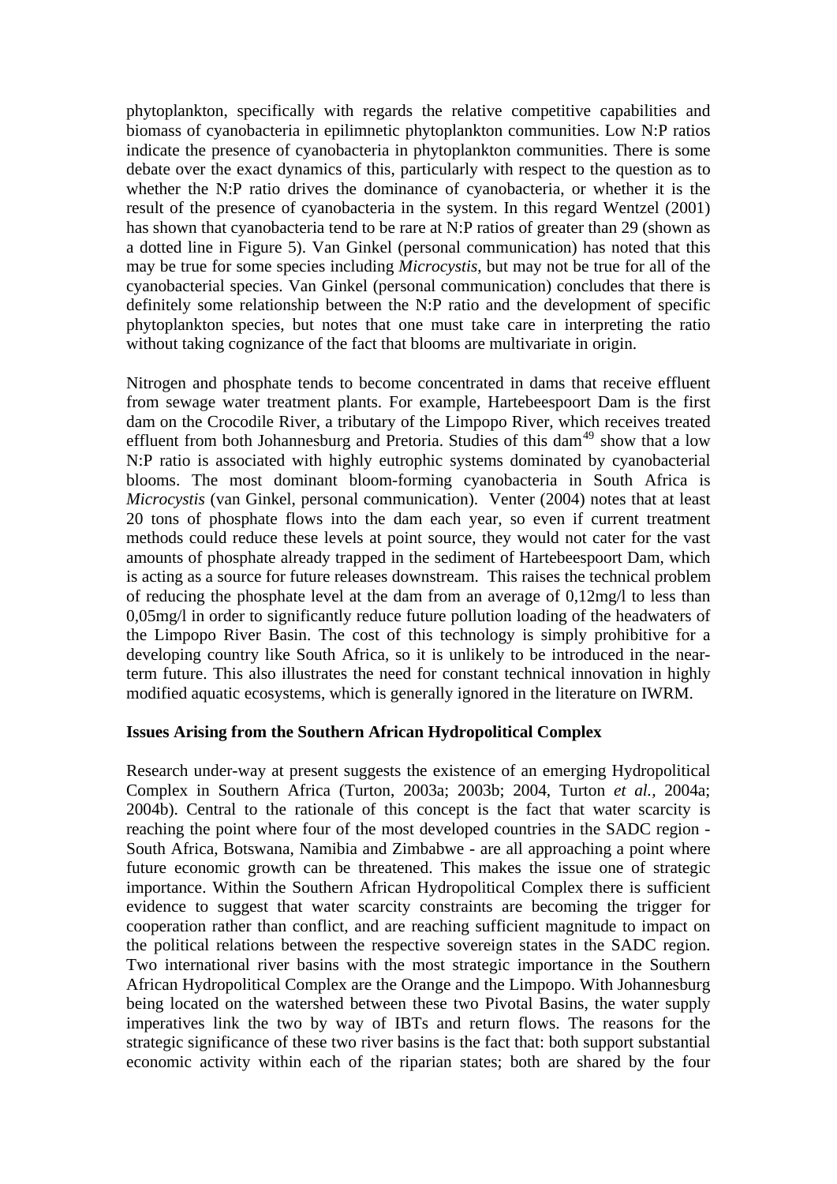phytoplankton, specifically with regards the relative competitive capabilities and biomass of cyanobacteria in epilimnetic phytoplankton communities. Low N:P ratios indicate the presence of cyanobacteria in phytoplankton communities. There is some debate over the exact dynamics of this, particularly with respect to the question as to whether the N:P ratio drives the dominance of cyanobacteria, or whether it is the result of the presence of cyanobacteria in the system. In this regard Wentzel (2001) has shown that cyanobacteria tend to be rare at N:P ratios of greater than 29 (shown as a dotted line in Figure 5). Van Ginkel (personal communication) has noted that this may be true for some species including *Microcystis*, but may not be true for all of the cyanobacterial species. Van Ginkel (personal communication) concludes that there is definitely some relationship between the N:P ratio and the development of specific phytoplankton species, but notes that one must take care in interpreting the ratio without taking cognizance of the fact that blooms are multivariate in origin.

Nitrogen and phosphate tends to become concentrated in dams that receive effluent from sewage water treatment plants. For example, Hartebeespoort Dam is the first dam on the Crocodile River, a tributary of the Limpopo River, which receives treated effluent from both Johannesburg and Pretoria. Studies of this dam[49] show that a low N:P ratio is associated with highly eutrophic systems dominated by cyanobacterial blooms. The most dominant bloom-forming cyanobacteria in South Africa is *Microcystis* (van Ginkel, personal communication). Venter (2004) notes that at least 20 tons of phosphate flows into the dam each year, so even if current treatment methods could reduce these levels at point source, they would not cater for the vast amounts of phosphate already trapped in the sediment of Hartebeespoort Dam, which is acting as a source for future releases downstream. This raises the technical problem of reducing the phosphate level at the dam from an average of 0,12mg/l to less than 0,05mg/l in order to significantly reduce future pollution loading of the headwaters of the Limpopo River Basin. The cost of this technology is simply prohibitive for a developing country like South Africa, so it is unlikely to be introduced in the near-term future. This also illustrates the need for constant technical innovation in highly modified aquatic ecosystems, which is generally ignored in the literature on IWRM.

**Issues Arising from the Southern African Hydropolitical Complex**

Research under-way at present suggests the existence of an emerging Hydropolitical Complex in Southern Africa (Turton, 2003a; 2003b; 2004, Turton *et al.,* 2004a; 2004b). Central to the rationale of this concept is the fact that water scarcity is reaching the point where four of the most developed countries in the SADC region - South Africa, Botswana, Namibia and Zimbabwe - are all approaching a point where future economic growth can be threatened. This makes the issue one of strategic importance. Within the Southern African Hydropolitical Complex there is sufficient evidence to suggest that water scarcity constraints are becoming the trigger for cooperation rather than conflict, and are reaching sufficient magnitude to impact on the political relations between the respective sovereign states in the SADC region. Two international river basins with the most strategic importance in the Southern African Hydropolitical Complex are the Orange and the Limpopo. With Johannesburg being located on the watershed between these two Pivotal Basins, the water supply imperatives link the two by way of IBTs and return flows. The reasons for the strategic significance of these two river basins is the fact that: both support substantial economic activity within each of the riparian states; both are shared by the four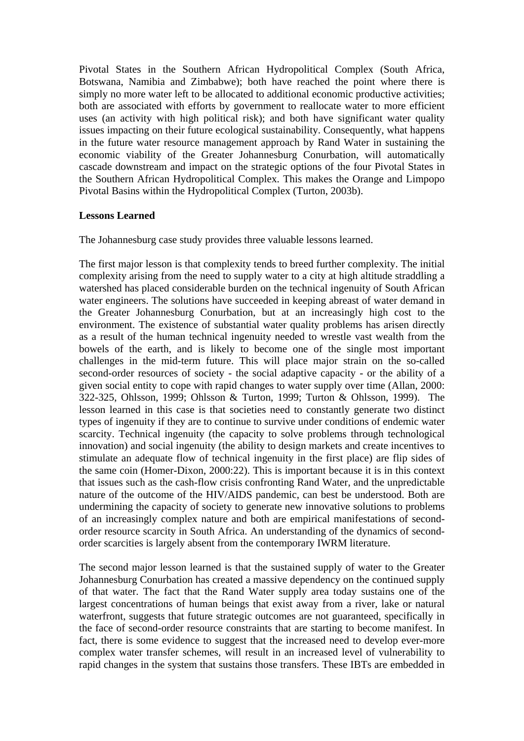Pivotal States in the Southern African Hydropolitical Complex (South Africa, Botswana, Namibia and Zimbabwe); both have reached the point where there is simply no more water left to be allocated to additional economic productive activities; both are associated with efforts by government to reallocate water to more efficient uses (an activity with high political risk); and both have significant water quality issues impacting on their future ecological sustainability. Consequently, what happens in the future water resource management approach by Rand Water in sustaining the economic viability of the Greater Johannesburg Conurbation, will automatically cascade downstream and impact on the strategic options of the four Pivotal States in the Southern African Hydropolitical Complex. This makes the Orange and Limpopo Pivotal Basins within the Hydropolitical Complex (Turton, 2003b).

**Lessons Learned**

The Johannesburg case study provides three valuable lessons learned.

The first major lesson is that complexity tends to breed further complexity. The initial complexity arising from the need to supply water to a city at high altitude straddling a watershed has placed considerable burden on the technical ingenuity of South African water engineers. The solutions have succeeded in keeping abreast of water demand in the Greater Johannesburg Conurbation, but at an increasingly high cost to the environment. The existence of substantial water quality problems has arisen directly as a result of the human technical ingenuity needed to wrestle vast wealth from the bowels of the earth, and is likely to become one of the single most important challenges in the mid-term future. This will place major strain on the so-called second-order resources of society - the social adaptive capacity - or the ability of a given social entity to cope with rapid changes to water supply over time (Allan, 2000: 322-325, Ohlsson, 1999; Ohlsson & Turton, 1999; Turton & Ohlsson, 1999). The lesson learned in this case is that societies need to constantly generate two distinct types of ingenuity if they are to continue to survive under conditions of endemic water scarcity. Technical ingenuity (the capacity to solve problems through technological innovation) and social ingenuity (the ability to design markets and create incentives to stimulate an adequate flow of technical ingenuity in the first place) are flip sides of the same coin (Homer-Dixon, 2000:22). This is important because it is in this context that issues such as the cash-flow crisis confronting Rand Water, and the unpredictable nature of the outcome of the HIV/AIDS pandemic, can best be understood. Both are undermining the capacity of society to generate new innovative solutions to problems of an increasingly complex nature and both are empirical manifestations of second-order resource scarcity in South Africa. An understanding of the dynamics of second-order scarcities is largely absent from the contemporary IWRM literature.

The second major lesson learned is that the sustained supply of water to the Greater Johannesburg Conurbation has created a massive dependency on the continued supply of that water. The fact that the Rand Water supply area today sustains one of the largest concentrations of human beings that exist away from a river, lake or natural waterfront, suggests that future strategic outcomes are not guaranteed, specifically in the face of second-order resource constraints that are starting to become manifest. In fact, there is some evidence to suggest that the increased need to develop ever-more complex water transfer schemes, will result in an increased level of vulnerability to rapid changes in the system that sustains those transfers. These IBTs are embedded in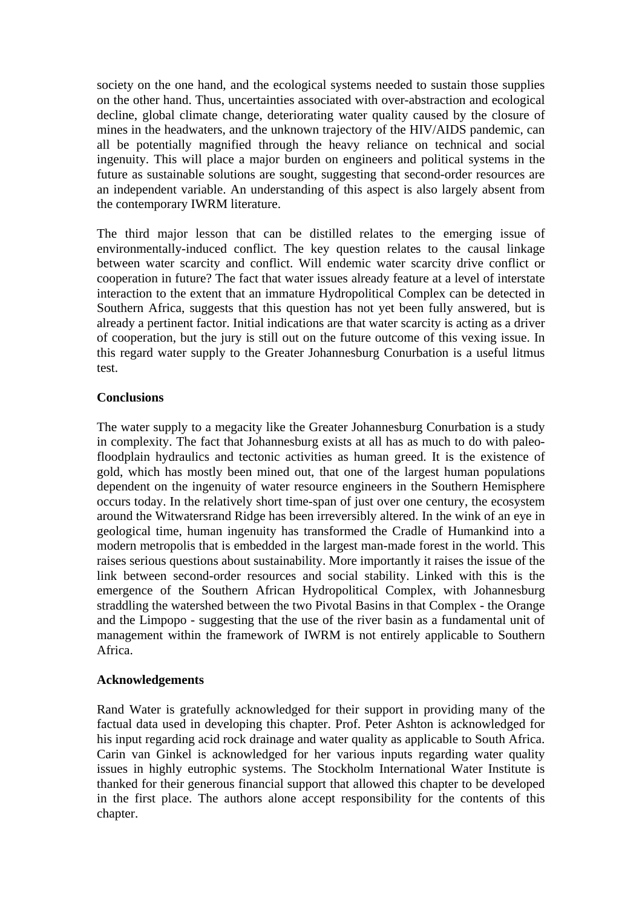society on the one hand, and the ecological systems needed to sustain those supplies on the other hand. Thus, uncertainties associated with over-abstraction and ecological decline, global climate change, deteriorating water quality caused by the closure of mines in the headwaters, and the unknown trajectory of the HIV/AIDS pandemic, can all be potentially magnified through the heavy reliance on technical and social ingenuity. This will place a major burden on engineers and political systems in the future as sustainable solutions are sought, suggesting that second-order resources are an independent variable. An understanding of this aspect is also largely absent from the contemporary IWRM literature.

The third major lesson that can be distilled relates to the emerging issue of environmentally-induced conflict. The key question relates to the causal linkage between water scarcity and conflict. Will endemic water scarcity drive conflict or cooperation in future? The fact that water issues already feature at a level of interstate interaction to the extent that an immature Hydropolitical Complex can be detected in Southern Africa, suggests that this question has not yet been fully answered, but is already a pertinent factor. Initial indications are that water scarcity is acting as a driver of cooperation, but the jury is still out on the future outcome of this vexing issue. In this regard water supply to the Greater Johannesburg Conurbation is a useful litmus test.

**Conclusions**

The water supply to a megacity like the Greater Johannesburg Conurbation is a study in complexity. The fact that Johannesburg exists at all has as much to do with paleo-floodplain hydraulics and tectonic activities as human greed. It is the existence of gold, which has mostly been mined out, that one of the largest human populations dependent on the ingenuity of water resource engineers in the Southern Hemisphere occurs today. In the relatively short time-span of just over one century, the ecosystem around the Witwatersrand Ridge has been irreversibly altered. In the wink of an eye in geological time, human ingenuity has transformed the Cradle of Humankind into a modern metropolis that is embedded in the largest man-made forest in the world. This raises serious questions about sustainability. More importantly it raises the issue of the link between second-order resources and social stability. Linked with this is the emergence of the Southern African Hydropolitical Complex, with Johannesburg straddling the watershed between the two Pivotal Basins in that Complex - the Orange and the Limpopo - suggesting that the use of the river basin as a fundamental unit of management within the framework of IWRM is not entirely applicable to Southern Africa.

**Acknowledgements**

Rand Water is gratefully acknowledged for their support in providing many of the factual data used in developing this chapter. Prof. Peter Ashton is acknowledged for his input regarding acid rock drainage and water quality as applicable to South Africa. Carin van Ginkel is acknowledged for her various inputs regarding water quality issues in highly eutrophic systems. The Stockholm International Water Institute is thanked for their generous financial support that allowed this chapter to be developed in the first place. The authors alone accept responsibility for the contents of this chapter.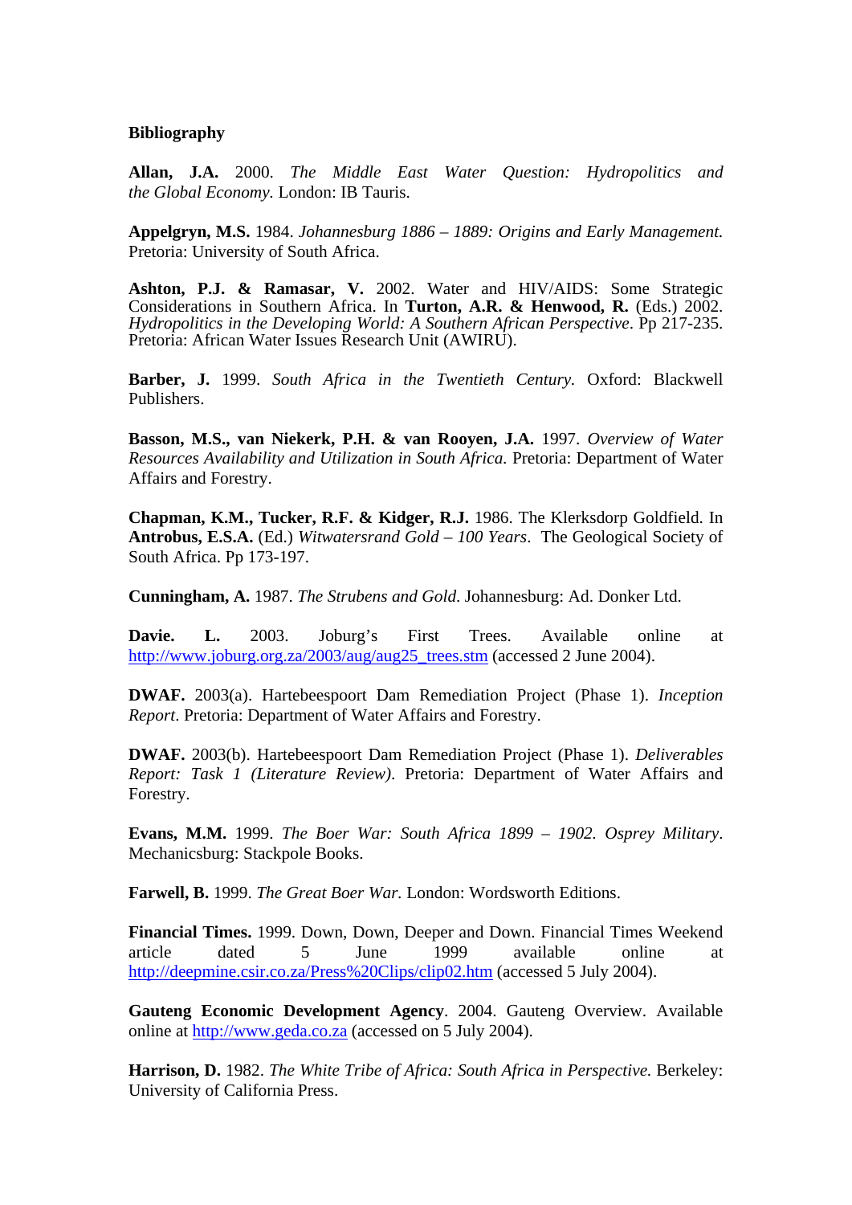**Bibliography**

**Allan, J.A.** 2000. *The Middle East Water Question: Hydropolitics and the Global Economy.* London: IB Tauris.

**Appelgryn, M.S.** 1984. *Johannesburg 1886 – 1889: Origins and Early Management.* Pretoria: University of South Africa.

**Ashton, P.J. & Ramasar, V.** 2002. Water and HIV/AIDS: Some Strategic Considerations in Southern Africa. In **Turton, A.R. & Henwood, R.** (Eds.) 2002. *Hydropolitics in the Developing World: A Southern African Perspective*. Pp 217-235. Pretoria: African Water Issues Research Unit (AWIRU).

**Barber, J.** 1999. *South Africa in the Twentieth Century.* Oxford: Blackwell Publishers.

**Basson, M.S., van Niekerk, P.H. & van Rooyen, J.A.** 1997. *Overview of Water Resources Availability and Utilization in South Africa.* Pretoria: Department of Water Affairs and Forestry.

**Chapman, K.M., Tucker, R.F. & Kidger, R.J.** 1986. The Klerksdorp Goldfield. In **Antrobus, E.S.A.** (Ed.) *Witwatersrand Gold – 100 Years*. The Geological Society of South Africa. Pp 173-197.

**Cunningham, A.** 1987. *The Strubens and Gold*. Johannesburg: Ad. Donker Ltd.

**Davie. L.** 2003. Joburg's First Trees. Available online at http://www.joburg.org.za/2003/aug/aug25_trees.stm (accessed 2 June 2004).

**DWAF.** 2003(a). Hartebeespoort Dam Remediation Project (Phase 1). *Inception Report*. Pretoria: Department of Water Affairs and Forestry.

**DWAF.** 2003(b). Hartebeespoort Dam Remediation Project (Phase 1). *Deliverables Report: Task 1 (Literature Review)*. Pretoria: Department of Water Affairs and Forestry.

**Evans, M.M.** 1999. *The Boer War: South Africa 1899 – 1902. Osprey Military*. Mechanicsburg: Stackpole Books.

**Farwell, B.** 1999. *The Great Boer War.* London: Wordsworth Editions.

**Financial Times.** 1999. Down, Down, Deeper and Down. Financial Times Weekend article dated 5 June 1999 available online at http://deepmine.csir.co.za/Press%20Clips/clip02.htm (accessed 5 July 2004).

**Gauteng Economic Development Agency**. 2004. Gauteng Overview. Available online at http://www.geda.co.za (accessed on 5 July 2004).

**Harrison, D.** 1982. *The White Tribe of Africa: South Africa in Perspective.* Berkeley: University of California Press.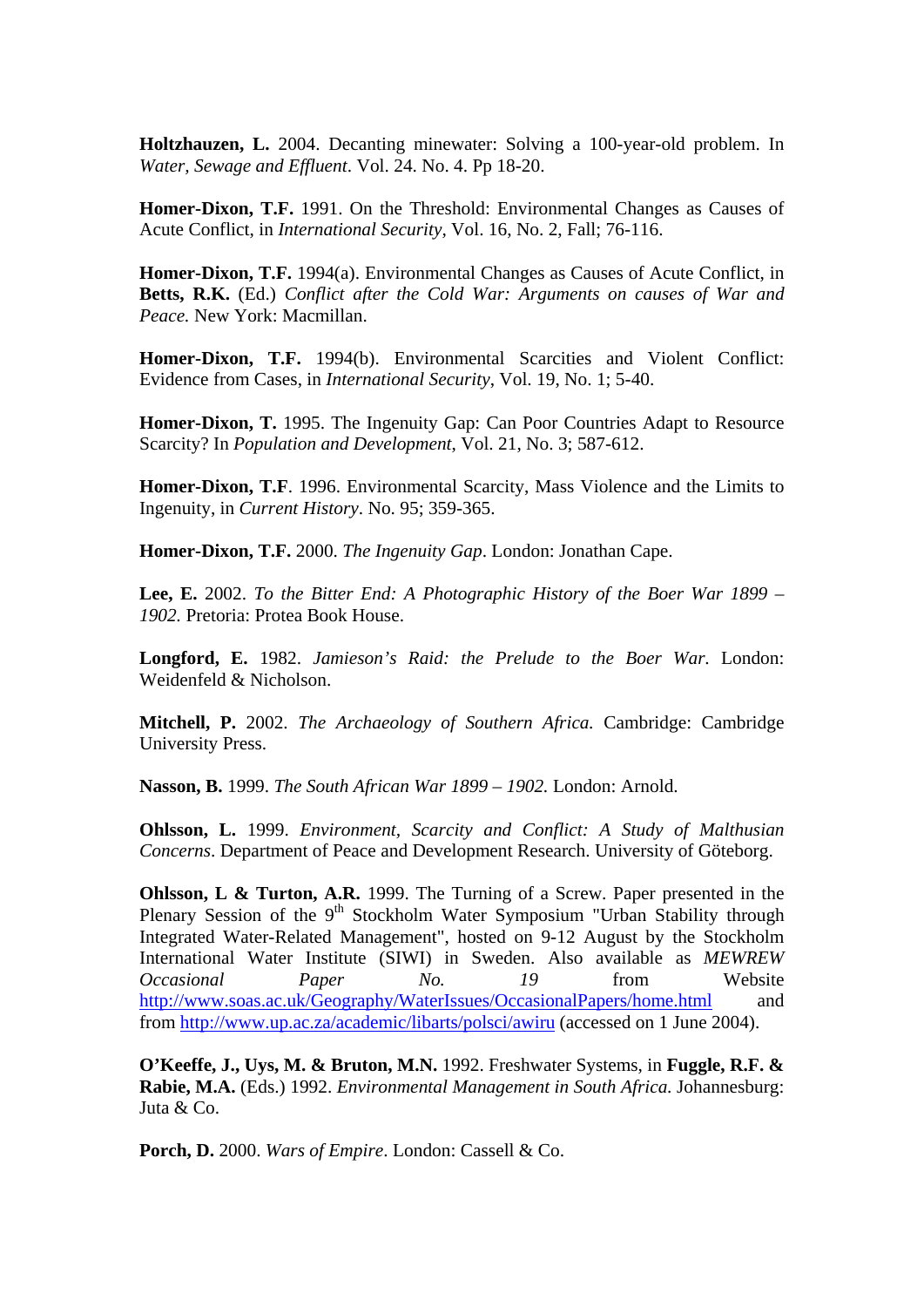**Holtzhauzen, L.** 2004. Decanting minewater: Solving a 100-year-old problem. In *Water, Sewage and Effluent*. Vol. 24. No. 4. Pp 18-20.

**Homer-Dixon, T.F.** 1991. On the Threshold: Environmental Changes as Causes of Acute Conflict, in *International Security*, Vol. 16, No. 2, Fall; 76-116.

**Homer-Dixon, T.F.** 1994(a). Environmental Changes as Causes of Acute Conflict, in **Betts, R.K.** (Ed.) *Conflict after the Cold War: Arguments on causes of War and Peace.* New York: Macmillan.

**Homer-Dixon, T.F.** 1994(b). Environmental Scarcities and Violent Conflict: Evidence from Cases, in *International Security*, Vol. 19, No. 1; 5-40.

**Homer-Dixon, T.** 1995. The Ingenuity Gap: Can Poor Countries Adapt to Resource Scarcity? In *Population and Development*, Vol. 21, No. 3; 587-612.

**Homer-Dixon, T.F**. 1996. Environmental Scarcity, Mass Violence and the Limits to Ingenuity, in *Current History*. No. 95; 359-365.

**Homer-Dixon, T.F.** 2000. *The Ingenuity Gap*. London: Jonathan Cape.

**Lee, E.** 2002. *To the Bitter End: A Photographic History of the Boer War 1899 – 1902.* Pretoria: Protea Book House.

**Longford, E.** 1982. *Jamieson's Raid: the Prelude to the Boer War*. London: Weidenfeld & Nicholson.

**Mitchell, P.** 2002. *The Archaeology of Southern Africa.* Cambridge: Cambridge University Press.

**Nasson, B.** 1999. *The South African War 1899 – 1902.* London: Arnold.

**Ohlsson, L.** 1999. *Environment, Scarcity and Conflict: A Study of Malthusian Concerns*. Department of Peace and Development Research. University of Göteborg.

**Ohlsson, L & Turton, A.R.** 1999. The Turning of a Screw. Paper presented in the Plenary Session of the 9th Stockholm Water Symposium "Urban Stability through Integrated Water-Related Management", hosted on 9-12 August by the Stockholm International Water Institute (SIWI) in Sweden. Also available as *MEWREW Occasional Paper No. 19* from Website http://www.soas.ac.uk/Geography/WaterIssues/OccasionalPapers/home.html and from http://www.up.ac.za/academic/libarts/polsci/awiru (accessed on 1 June 2004).

**O'Keeffe, J., Uys, M. & Bruton, M.N.** 1992. Freshwater Systems, in **Fuggle, R.F. & Rabie, M.A.** (Eds.) 1992. *Environmental Management in South Africa.* Johannesburg: Juta & Co.

**Porch, D.** 2000. *Wars of Empire*. London: Cassell & Co.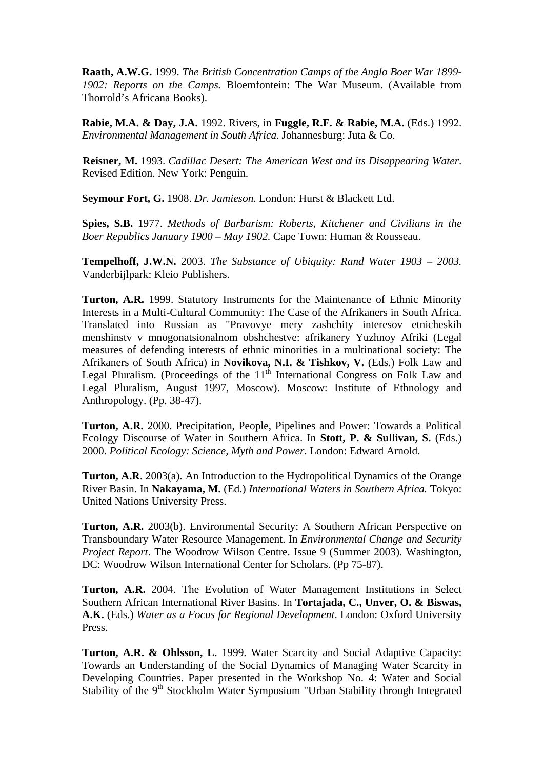**Raath, A.W.G.** 1999. *The British Concentration Camps of the Anglo Boer War 1899-1902: Reports on the Camps.* Bloemfontein: The War Museum. (Available from Thorrold's Africana Books).

**Rabie, M.A. & Day, J.A.** 1992. Rivers, in **Fuggle, R.F. & Rabie, M.A.** (Eds.) 1992. *Environmental Management in South Africa.* Johannesburg: Juta & Co.

**Reisner, M.** 1993. *Cadillac Desert: The American West and its Disappearing Water*. Revised Edition. New York: Penguin.

**Seymour Fort, G.** 1908. *Dr. Jamieson.* London: Hurst & Blackett Ltd.

**Spies, S.B.** 1977. *Methods of Barbarism: Roberts, Kitchener and Civilians in the Boer Republics January 1900 – May 1902.* Cape Town: Human & Rousseau.

**Tempelhoff, J.W.N.** 2003. *The Substance of Ubiquity: Rand Water 1903 – 2003.* Vanderbijlpark: Kleio Publishers.

**Turton, A.R.** 1999. Statutory Instruments for the Maintenance of Ethnic Minority Interests in a Multi-Cultural Community: The Case of the Afrikaners in South Africa. Translated into Russian as "Pravovye mery zashchity interesov etnicheskih menshinstv v mnogonatsionalnom obshchestve: afrikanery Yuzhnoy Afriki (Legal measures of defending interests of ethnic minorities in a multinational society: The Afrikaners of South Africa) in **Novikova, N.I. & Tishkov, V.** (Eds.) Folk Law and Legal Pluralism. (Proceedings of the 11th International Congress on Folk Law and Legal Pluralism, August 1997, Moscow). Moscow: Institute of Ethnology and Anthropology. (Pp. 38-47).

**Turton, A.R.** 2000. Precipitation, People, Pipelines and Power: Towards a Political Ecology Discourse of Water in Southern Africa. In **Stott, P. & Sullivan, S.** (Eds.) 2000. *Political Ecology: Science, Myth and Power*. London: Edward Arnold.

**Turton, A.R**. 2003(a). An Introduction to the Hydropolitical Dynamics of the Orange River Basin. In **Nakayama, M.** (Ed.) *International Waters in Southern Africa.* Tokyo: United Nations University Press.

**Turton, A.R.** 2003(b). Environmental Security: A Southern African Perspective on Transboundary Water Resource Management. In *Environmental Change and Security Project Report*. The Woodrow Wilson Centre. Issue 9 (Summer 2003). Washington, DC: Woodrow Wilson International Center for Scholars. (Pp 75-87).

**Turton, A.R.** 2004. The Evolution of Water Management Institutions in Select Southern African International River Basins. In **Tortajada, C., Unver, O. & Biswas, A.K.** (Eds.) *Water as a Focus for Regional Development*. London: Oxford University Press.

**Turton, A.R. & Ohlsson, L**. 1999. Water Scarcity and Social Adaptive Capacity: Towards an Understanding of the Social Dynamics of Managing Water Scarcity in Developing Countries. Paper presented in the Workshop No. 4: Water and Social Stability of the 9th Stockholm Water Symposium "Urban Stability through Integrated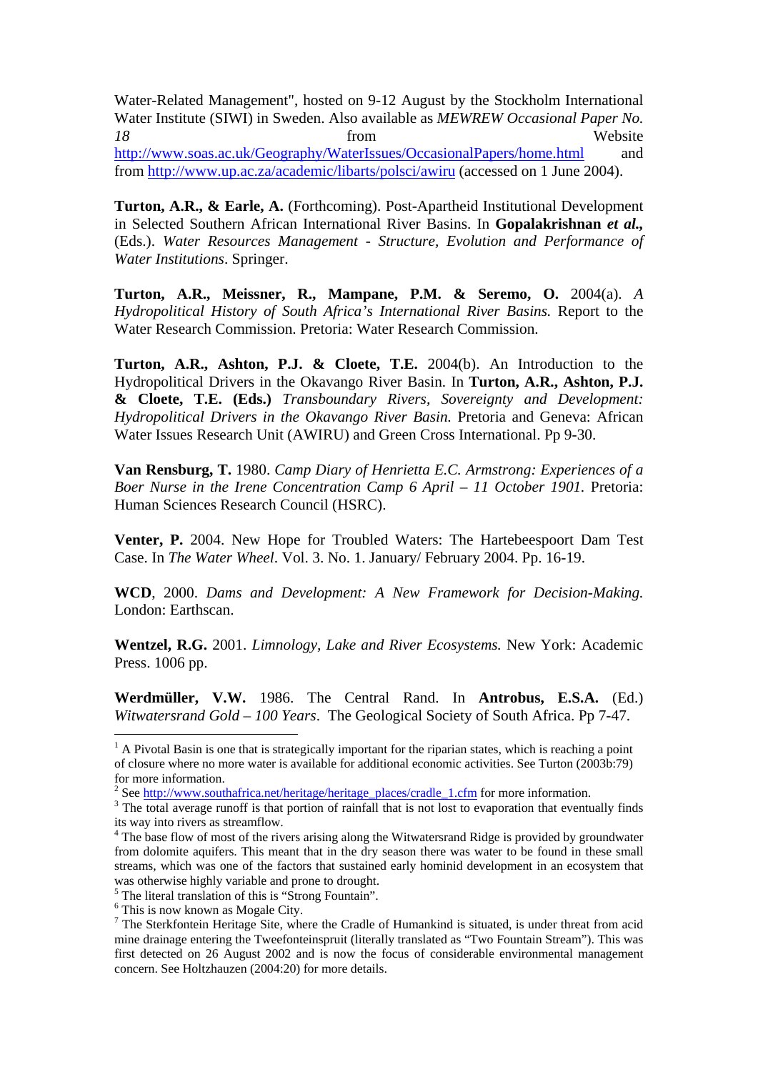Water-Related Management", hosted on 9-12 August by the Stockholm International Water Institute (SIWI) in Sweden. Also available as *MEWREW Occasional Paper No. 18* from Website http://www.soas.ac.uk/Geography/WaterIssues/OccasionalPapers/home.html and from http://www.up.ac.za/academic/libarts/polsci/awiru (accessed on 1 June 2004).

**Turton, A.R., & Earle, A.** (Forthcoming). Post-Apartheid Institutional Development in Selected Southern African International River Basins. In **Gopalakrishnan *et al.*,** (Eds.). *Water Resources Management - Structure, Evolution and Performance of Water Institutions*. Springer.

**Turton, A.R., Meissner, R., Mampane, P.M. & Seremo, O.** 2004(a). *A Hydropolitical History of South Africa's International River Basins.* Report to the Water Research Commission. Pretoria: Water Research Commission.

**Turton, A.R., Ashton, P.J. & Cloete, T.E.** 2004(b). An Introduction to the Hydropolitical Drivers in the Okavango River Basin. In **Turton, A.R., Ashton, P.J. & Cloete, T.E. (Eds.)** *Transboundary Rivers, Sovereignty and Development: Hydropolitical Drivers in the Okavango River Basin.* Pretoria and Geneva: African Water Issues Research Unit (AWIRU) and Green Cross International. Pp 9-30.

**Van Rensburg, T.** 1980. *Camp Diary of Henrietta E.C. Armstrong: Experiences of a Boer Nurse in the Irene Concentration Camp 6 April – 11 October 1901.* Pretoria: Human Sciences Research Council (HSRC).

**Venter, P.** 2004. New Hope for Troubled Waters: The Hartebeespoort Dam Test Case. In *The Water Wheel*. Vol. 3. No. 1. January/ February 2004. Pp. 16-19.

**WCD**, 2000. *Dams and Development: A New Framework for Decision-Making.* London: Earthscan.

**Wentzel, R.G.** 2001. *Limnology, Lake and River Ecosystems.* New York: Academic Press. 1006 pp.

**Werdmüller, V.W.** 1986. The Central Rand. In **Antrobus, E.S.A.** (Ed.) *Witwatersrand Gold – 100 Years*. The Geological Society of South Africa. Pp 7-47.

---

[1] A Pivotal Basin is one that is strategically important for the riparian states, which is reaching a point of closure where no more water is available for additional economic activities. See Turton (2003b:79) for more information.

[2] See http://www.southafrica.net/heritage/heritage_places/cradle_1.cfm for more information.

[3] The total average runoff is that portion of rainfall that is not lost to evaporation that eventually finds its way into rivers as streamflow.

[4] The base flow of most of the rivers arising along the Witwatersrand Ridge is provided by groundwater from dolomite aquifers. This meant that in the dry season there was water to be found in these small streams, which was one of the factors that sustained early hominid development in an ecosystem that was otherwise highly variable and prone to drought.

[5] The literal translation of this is "Strong Fountain".

[6] This is now known as Mogale City.

[7] The Sterkfontein Heritage Site, where the Cradle of Humankind is situated, is under threat from acid mine drainage entering the Tweefonteinspruit (literally translated as "Two Fountain Stream"). This was first detected on 26 August 2002 and is now the focus of considerable environmental management concern. See Holtzhauzen (2004:20) for more details.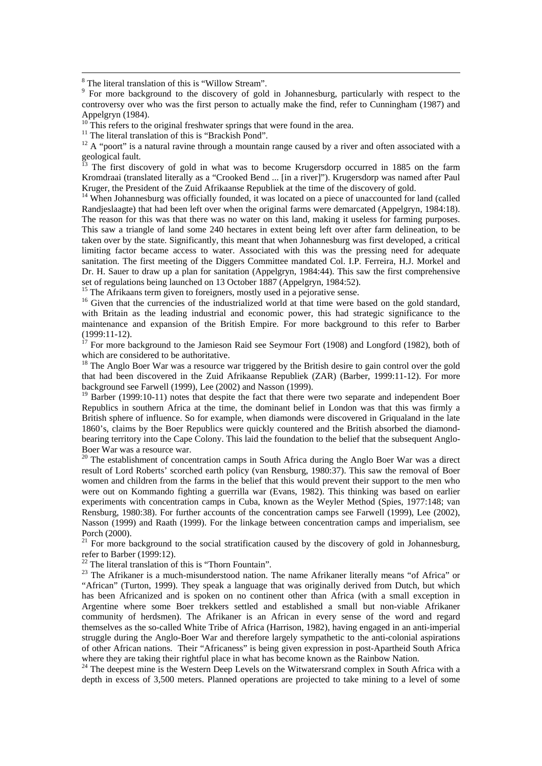[8] The literal translation of this is "Willow Stream".

[9] For more background to the discovery of gold in Johannesburg, particularly with respect to the controversy over who was the first person to actually make the find, refer to Cunningham (1987) and Appelgryn (1984).

[10] This refers to the original freshwater springs that were found in the area.

[11] The literal translation of this is "Brackish Pond".

[12] A "poort" is a natural ravine through a mountain range caused by a river and often associated with a geological fault.

[13] The first discovery of gold in what was to become Krugersdorp occurred in 1885 on the farm Kromdraai (translated literally as a "Crooked Bend ... [in a river]"). Krugersdorp was named after Paul Kruger, the President of the Zuid Afrikaanse Republiek at the time of the discovery of gold.

[14] When Johannesburg was officially founded, it was located on a piece of unaccounted for land (called Randjeslaagte) that had been left over when the original farms were demarcated (Appelgryn, 1984:18). The reason for this was that there was no water on this land, making it useless for farming purposes. This saw a triangle of land some 240 hectares in extent being left over after farm delineation, to be taken over by the state. Significantly, this meant that when Johannesburg was first developed, a critical limiting factor became access to water. Associated with this was the pressing need for adequate sanitation. The first meeting of the Diggers Committee mandated Col. I.P. Ferreira, H.J. Morkel and Dr. H. Sauer to draw up a plan for sanitation (Appelgryn, 1984:44). This saw the first comprehensive set of regulations being launched on 13 October 1887 (Appelgryn, 1984:52).

[15] The Afrikaans term given to foreigners, mostly used in a pejorative sense.

[16] Given that the currencies of the industrialized world at that time were based on the gold standard, with Britain as the leading industrial and economic power, this had strategic significance to the maintenance and expansion of the British Empire. For more background to this refer to Barber (1999:11-12).

[17] For more background to the Jamieson Raid see Seymour Fort (1908) and Longford (1982), both of which are considered to be authoritative.

[18] The Anglo Boer War was a resource war triggered by the British desire to gain control over the gold that had been discovered in the Zuid Afrikaanse Republiek (ZAR) (Barber, 1999:11-12). For more background see Farwell (1999), Lee (2002) and Nasson (1999).

[19] Barber (1999:10-11) notes that despite the fact that there were two separate and independent Boer Republics in southern Africa at the time, the dominant belief in London was that this was firmly a British sphere of influence. So for example, when diamonds were discovered in Griqualand in the late 1860's, claims by the Boer Republics were quickly countered and the British absorbed the diamond-bearing territory into the Cape Colony. This laid the foundation to the belief that the subsequent Anglo-Boer War was a resource war.

[20] The establishment of concentration camps in South Africa during the Anglo Boer War was a direct result of Lord Roberts' scorched earth policy (van Rensburg, 1980:37). This saw the removal of Boer women and children from the farms in the belief that this would prevent their support to the men who were out on Kommando fighting a guerrilla war (Evans, 1982). This thinking was based on earlier experiments with concentration camps in Cuba, known as the Weyler Method (Spies, 1977:148; van Rensburg, 1980:38). For further accounts of the concentration camps see Farwell (1999), Lee (2002), Nasson (1999) and Raath (1999). For the linkage between concentration camps and imperialism, see Porch (2000).

[21] For more background to the social stratification caused by the discovery of gold in Johannesburg, refer to Barber (1999:12).

[22] The literal translation of this is "Thorn Fountain".

[23] The Afrikaner is a much-misunderstood nation. The name Afrikaner literally means "of Africa" or "African" (Turton, 1999). They speak a language that was originally derived from Dutch, but which has been Africanized and is spoken on no continent other than Africa (with a small exception in Argentine where some Boer trekkers settled and established a small but non-viable Afrikaner community of herdsmen). The Afrikaner is an African in every sense of the word and regard themselves as the so-called White Tribe of Africa (Harrison, 1982), having engaged in an anti-imperial struggle during the Anglo-Boer War and therefore largely sympathetic to the anti-colonial aspirations of other African nations. Their "Africaness" is being given expression in post-Apartheid South Africa where they are taking their rightful place in what has become known as the Rainbow Nation.

[24] The deepest mine is the Western Deep Levels on the Witwatersrand complex in South Africa with a depth in excess of 3,500 meters. Planned operations are projected to take mining to a level of some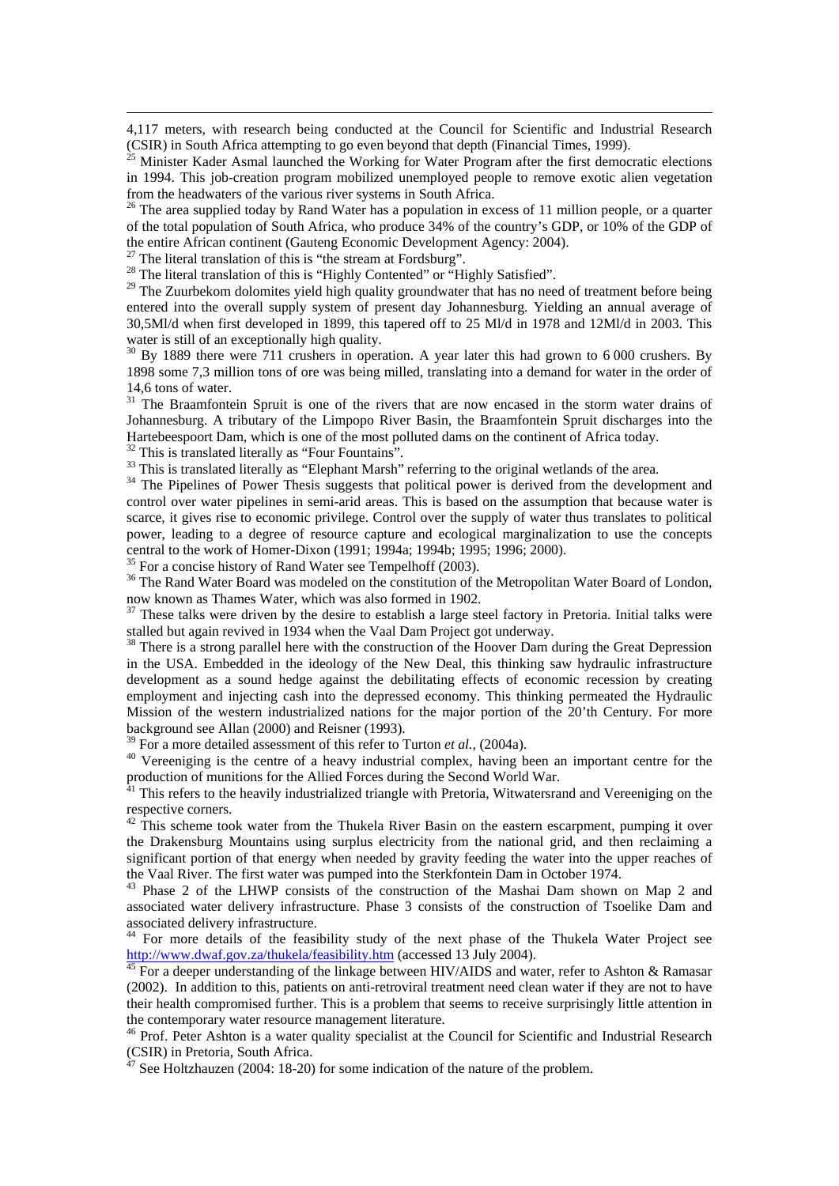4,117 meters, with research being conducted at the Council for Scientific and Industrial Research (CSIR) in South Africa attempting to go even beyond that depth (Financial Times, 1999).

[25] Minister Kader Asmal launched the Working for Water Program after the first democratic elections in 1994. This job-creation program mobilized unemployed people to remove exotic alien vegetation from the headwaters of the various river systems in South Africa.

[26] The area supplied today by Rand Water has a population in excess of 11 million people, or a quarter of the total population of South Africa, who produce 34% of the country's GDP, or 10% of the GDP of the entire African continent (Gauteng Economic Development Agency: 2004).

[27] The literal translation of this is "the stream at Fordsburg".

[28] The literal translation of this is "Highly Contented" or "Highly Satisfied".

[29] The Zuurbekom dolomites yield high quality groundwater that has no need of treatment before being entered into the overall supply system of present day Johannesburg. Yielding an annual average of 30,5Ml/d when first developed in 1899, this tapered off to 25 Ml/d in 1978 and 12Ml/d in 2003. This water is still of an exceptionally high quality.

[30] By 1889 there were 711 crushers in operation. A year later this had grown to 6 000 crushers. By 1898 some 7,3 million tons of ore was being milled, translating into a demand for water in the order of 14,6 tons of water.

[31] The Braamfontein Spruit is one of the rivers that are now encased in the storm water drains of Johannesburg. A tributary of the Limpopo River Basin, the Braamfontein Spruit discharges into the Hartebeespoort Dam, which is one of the most polluted dams on the continent of Africa today.

[32] This is translated literally as "Four Fountains".

[33] This is translated literally as "Elephant Marsh" referring to the original wetlands of the area.

[34] The Pipelines of Power Thesis suggests that political power is derived from the development and control over water pipelines in semi-arid areas. This is based on the assumption that because water is scarce, it gives rise to economic privilege. Control over the supply of water thus translates to political power, leading to a degree of resource capture and ecological marginalization to use the concepts central to the work of Homer-Dixon (1991; 1994a; 1994b; 1995; 1996; 2000).

[35] For a concise history of Rand Water see Tempelhoff (2003).

[36] The Rand Water Board was modeled on the constitution of the Metropolitan Water Board of London, now known as Thames Water, which was also formed in 1902.

[37] These talks were driven by the desire to establish a large steel factory in Pretoria. Initial talks were stalled but again revived in 1934 when the Vaal Dam Project got underway.

[38] There is a strong parallel here with the construction of the Hoover Dam during the Great Depression in the USA. Embedded in the ideology of the New Deal, this thinking saw hydraulic infrastructure development as a sound hedge against the debilitating effects of economic recession by creating employment and injecting cash into the depressed economy. This thinking permeated the Hydraulic Mission of the western industrialized nations for the major portion of the 20'th Century. For more background see Allan (2000) and Reisner (1993).

[39] For a more detailed assessment of this refer to Turton *et al.,* (2004a).

[40] Vereeniging is the centre of a heavy industrial complex, having been an important centre for the production of munitions for the Allied Forces during the Second World War.

[41] This refers to the heavily industrialized triangle with Pretoria, Witwatersrand and Vereeniging on the respective corners.

[42] This scheme took water from the Thukela River Basin on the eastern escarpment, pumping it over the Drakensburg Mountains using surplus electricity from the national grid, and then reclaiming a significant portion of that energy when needed by gravity feeding the water into the upper reaches of the Vaal River. The first water was pumped into the Sterkfontein Dam in October 1974.

[43] Phase 2 of the LHWP consists of the construction of the Mashai Dam shown on Map 2 and associated water delivery infrastructure. Phase 3 consists of the construction of Tsoelike Dam and associated delivery infrastructure.

[44] For more details of the feasibility study of the next phase of the Thukela Water Project see http://www.dwaf.gov.za/thukela/feasibility.htm (accessed 13 July 2004).

[45] For a deeper understanding of the linkage between HIV/AIDS and water, refer to Ashton & Ramasar (2002). In addition to this, patients on anti-retroviral treatment need clean water if they are not to have their health compromised further. This is a problem that seems to receive surprisingly little attention in the contemporary water resource management literature.

[46] Prof. Peter Ashton is a water quality specialist at the Council for Scientific and Industrial Research (CSIR) in Pretoria, South Africa.

[47] See Holtzhauzen (2004: 18-20) for some indication of the nature of the problem.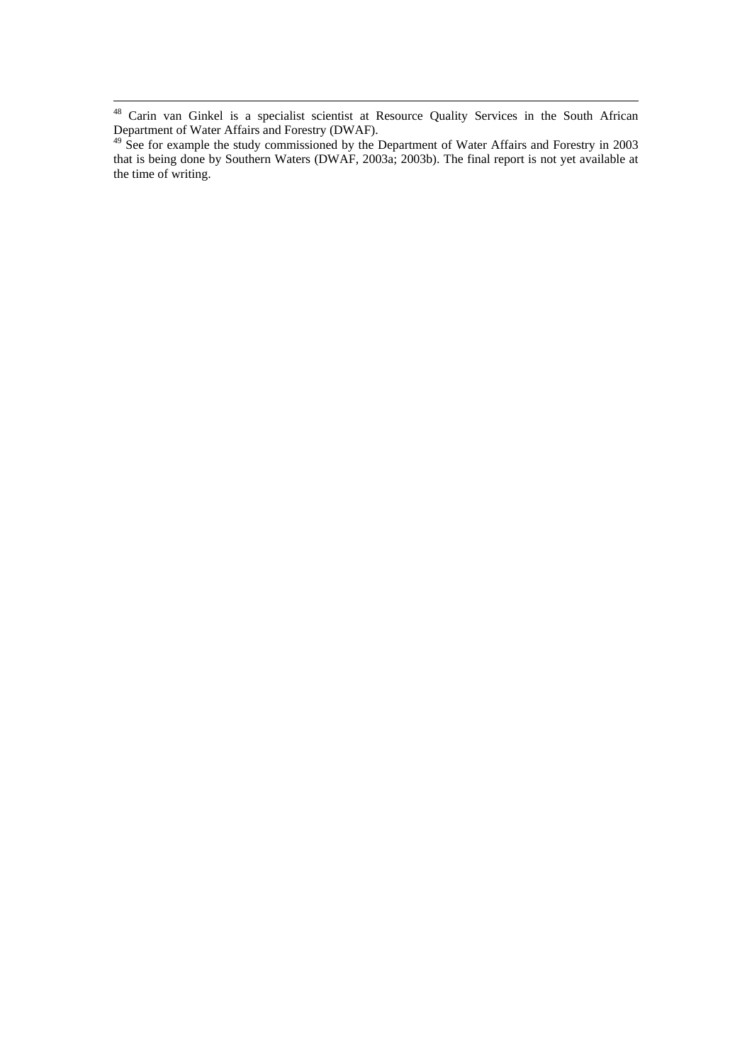[48] Carin van Ginkel is a specialist scientist at Resource Quality Services in the South African Department of Water Affairs and Forestry (DWAF).

[49] See for example the study commissioned by the Department of Water Affairs and Forestry in 2003 that is being done by Southern Waters (DWAF, 2003a; 2003b). The final report is not yet available at the time of writing.